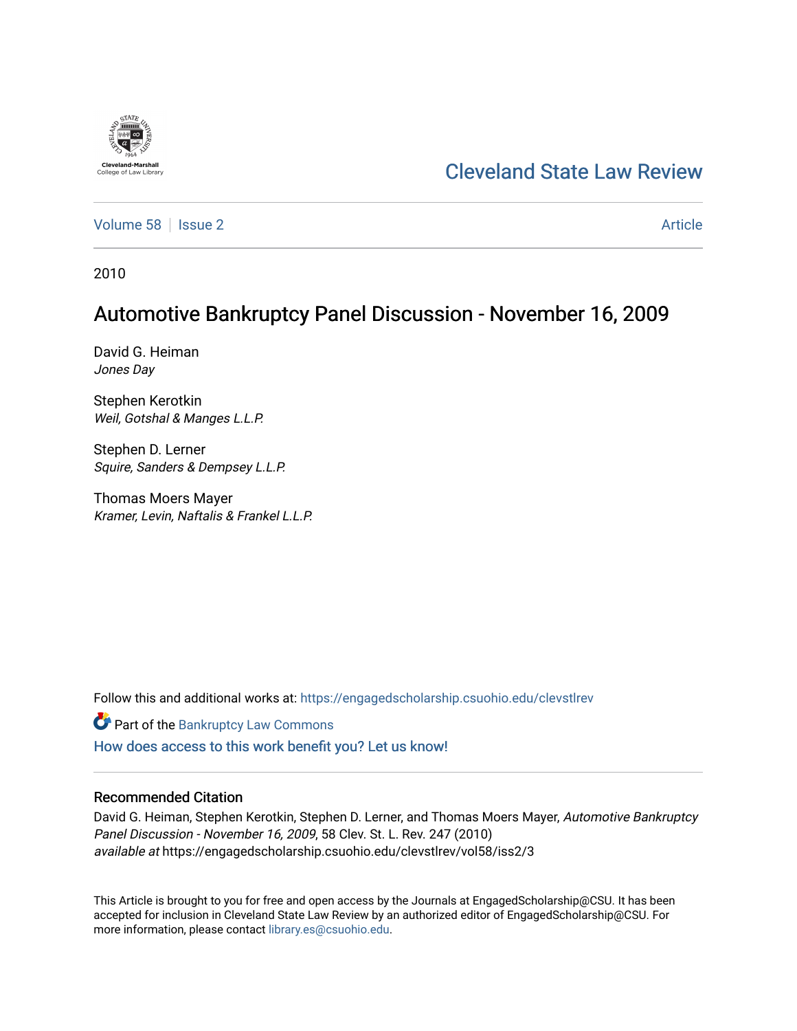Cleveland State Law Review

Volume 58 | Issue 2 | Article

2010

# Automotive Bankruptcy Panel Discussion - November 16, 2009

David G. Heiman
*Jones Day*

Stephen Kerotkin
*Weil, Gotshal & Manges L.L.P.*

Stephen D. Lerner
*Squire, Sanders & Dempsey L.L.P.*

Thomas Moers Mayer
*Kramer, Levin, Naftalis & Frankel L.L.P.*

Follow this and additional works at: https://engagedscholarship.csuohio.edu/clevstlrev

Part of the Bankruptcy Law Commons

How does access to this work benefit you? Let us know!

## Recommended Citation

David G. Heiman, Stephen Kerotkin, Stephen D. Lerner, and Thomas Moers Mayer, *Automotive Bankruptcy Panel Discussion - November 16, 2009*, 58 Clev. St. L. Rev. 247 (2010)
*available at* https://engagedscholarship.csuohio.edu/clevstlrev/vol58/iss2/3

This Article is brought to you for free and open access by the Journals at EngagedScholarship@CSU. It has been accepted for inclusion in Cleveland State Law Review by an authorized editor of EngagedScholarship@CSU. For more information, please contact library.es@csuohio.edu.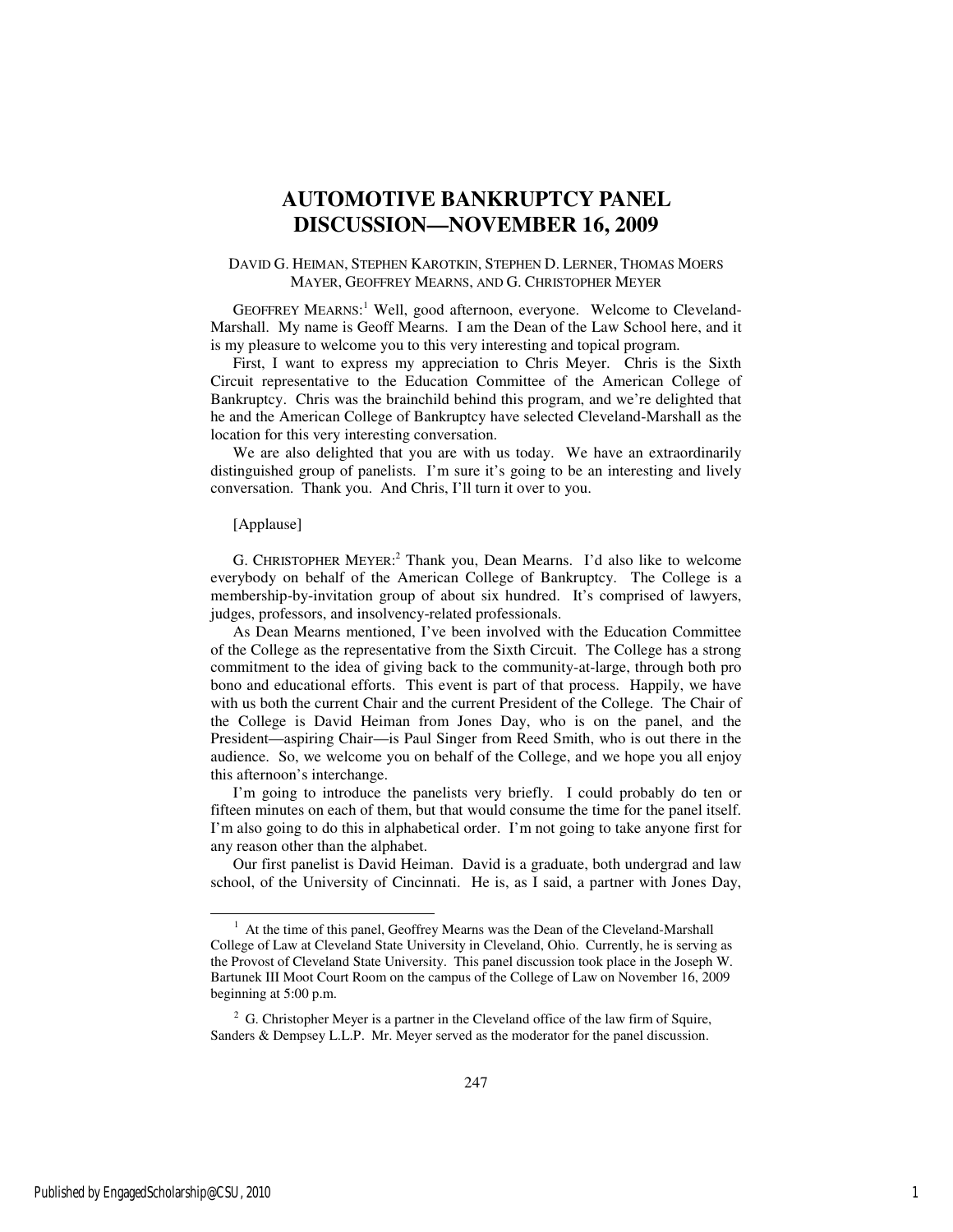# AUTOMOTIVE BANKRUPTCY PANEL DISCUSSION—NOVEMBER 16, 2009

DAVID G. HEIMAN, STEPHEN KAROTKIN, STEPHEN D. LERNER, THOMAS MOERS MAYER, GEOFFREY MEARNS, AND G. CHRISTOPHER MEYER

GEOFFREY MEARNS:[1] Well, good afternoon, everyone. Welcome to Cleveland-Marshall. My name is Geoff Mearns. I am the Dean of the Law School here, and it is my pleasure to welcome you to this very interesting and topical program.

First, I want to express my appreciation to Chris Meyer. Chris is the Sixth Circuit representative to the Education Committee of the American College of Bankruptcy. Chris was the brainchild behind this program, and we're delighted that he and the American College of Bankruptcy have selected Cleveland-Marshall as the location for this very interesting conversation.

We are also delighted that you are with us today. We have an extraordinarily distinguished group of panelists. I'm sure it's going to be an interesting and lively conversation. Thank you. And Chris, I'll turn it over to you.

[Applause]

G. CHRISTOPHER MEYER:[2] Thank you, Dean Mearns. I'd also like to welcome everybody on behalf of the American College of Bankruptcy. The College is a membership-by-invitation group of about six hundred. It's comprised of lawyers, judges, professors, and insolvency-related professionals.

As Dean Mearns mentioned, I've been involved with the Education Committee of the College as the representative from the Sixth Circuit. The College has a strong commitment to the idea of giving back to the community-at-large, through both pro bono and educational efforts. This event is part of that process. Happily, we have with us both the current Chair and the current President of the College. The Chair of the College is David Heiman from Jones Day, who is on the panel, and the President—aspiring Chair—is Paul Singer from Reed Smith, who is out there in the audience. So, we welcome you on behalf of the College, and we hope you all enjoy this afternoon's interchange.

I'm going to introduce the panelists very briefly. I could probably do ten or fifteen minutes on each of them, but that would consume the time for the panel itself. I'm also going to do this in alphabetical order. I'm not going to take anyone first for any reason other than the alphabet.

Our first panelist is David Heiman. David is a graduate, both undergrad and law school, of the University of Cincinnati. He is, as I said, a partner with Jones Day,

---

[1] At the time of this panel, Geoffrey Mearns was the Dean of the Cleveland-Marshall College of Law at Cleveland State University in Cleveland, Ohio. Currently, he is serving as the Provost of Cleveland State University. This panel discussion took place in the Joseph W. Bartunek III Moot Court Room on the campus of the College of Law on November 16, 2009 beginning at 5:00 p.m.

[2] G. Christopher Meyer is a partner in the Cleveland office of the law firm of Squire, Sanders & Dempsey L.L.P. Mr. Meyer served as the moderator for the panel discussion.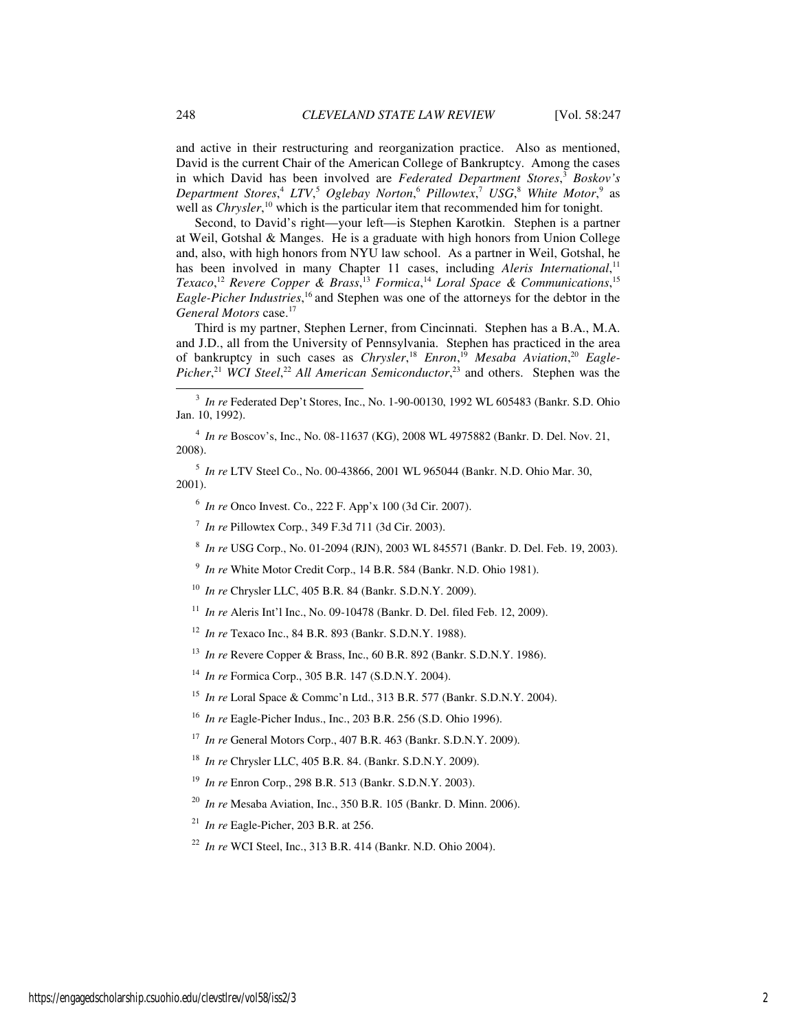and active in their restructuring and reorganization practice. Also as mentioned, David is the current Chair of the American College of Bankruptcy. Among the cases in which David has been involved are *Federated Department Stores*,[3] *Boskov's Department Stores*,[4] *LTV*,[5] *Oglebay Norton*,[6] *Pillowtex*,[7] *USG*,[8] *White Motor*,[9] as well as *Chrysler*,[10] which is the particular item that recommended him for tonight.

Second, to David's right—your left—is Stephen Karotkin. Stephen is a partner at Weil, Gotshal & Manges. He is a graduate with high honors from Union College and, also, with high honors from NYU law school. As a partner in Weil, Gotshal, he has been involved in many Chapter 11 cases, including *Aleris International*,[11] *Texaco*,[12] *Revere Copper & Brass*,[13] *Formica*,[14] *Loral Space & Communications*,[15] *Eagle-Picher Industries*,[16] and Stephen was one of the attorneys for the debtor in the *General Motors* case.[17]

Third is my partner, Stephen Lerner, from Cincinnati. Stephen has a B.A., M.A. and J.D., all from the University of Pennsylvania. Stephen has practiced in the area of bankruptcy in such cases as *Chrysler*,[18] *Enron*,[19] *Mesaba Aviation*,[20] *Eagle-Picher*,[21] *WCI Steel*,[22] *All American Semiconductor*,[23] and others. Stephen was the

---

[3] *In re* Federated Dep't Stores, Inc., No. 1-90-00130, 1992 WL 605483 (Bankr. S.D. Ohio Jan. 10, 1992).

[4] *In re* Boscov's, Inc., No. 08-11637 (KG), 2008 WL 4975882 (Bankr. D. Del. Nov. 21, 2008).

[5] *In re* LTV Steel Co., No. 00-43866, 2001 WL 965044 (Bankr. N.D. Ohio Mar. 30, 2001).

[6] *In re* Onco Invest. Co., 222 F. App'x 100 (3d Cir. 2007).

[7] *In re* Pillowtex Corp., 349 F.3d 711 (3d Cir. 2003).

[8] *In re* USG Corp., No. 01-2094 (RJN), 2003 WL 845571 (Bankr. D. Del. Feb. 19, 2003).

[9] *In re* White Motor Credit Corp., 14 B.R. 584 (Bankr. N.D. Ohio 1981).

[10] *In re* Chrysler LLC, 405 B.R. 84 (Bankr. S.D.N.Y. 2009).

[11] *In re* Aleris Int'l Inc., No. 09-10478 (Bankr. D. Del. filed Feb. 12, 2009).

[12] *In re* Texaco Inc., 84 B.R. 893 (Bankr. S.D.N.Y. 1988).

[13] *In re* Revere Copper & Brass, Inc., 60 B.R. 892 (Bankr. S.D.N.Y. 1986).

[14] *In re* Formica Corp., 305 B.R. 147 (S.D.N.Y. 2004).

[15] *In re* Loral Space & Commc'n Ltd., 313 B.R. 577 (Bankr. S.D.N.Y. 2004).

[16] *In re* Eagle-Picher Indus., Inc., 203 B.R. 256 (S.D. Ohio 1996).

[17] *In re* General Motors Corp., 407 B.R. 463 (Bankr. S.D.N.Y. 2009).

[18] *In re* Chrysler LLC, 405 B.R. 84. (Bankr. S.D.N.Y. 2009).

[19] *In re* Enron Corp., 298 B.R. 513 (Bankr. S.D.N.Y. 2003).

[20] *In re* Mesaba Aviation, Inc., 350 B.R. 105 (Bankr. D. Minn. 2006).

[21] *In re* Eagle-Picher, 203 B.R. at 256.

[22] *In re* WCI Steel, Inc., 313 B.R. 414 (Bankr. N.D. Ohio 2004).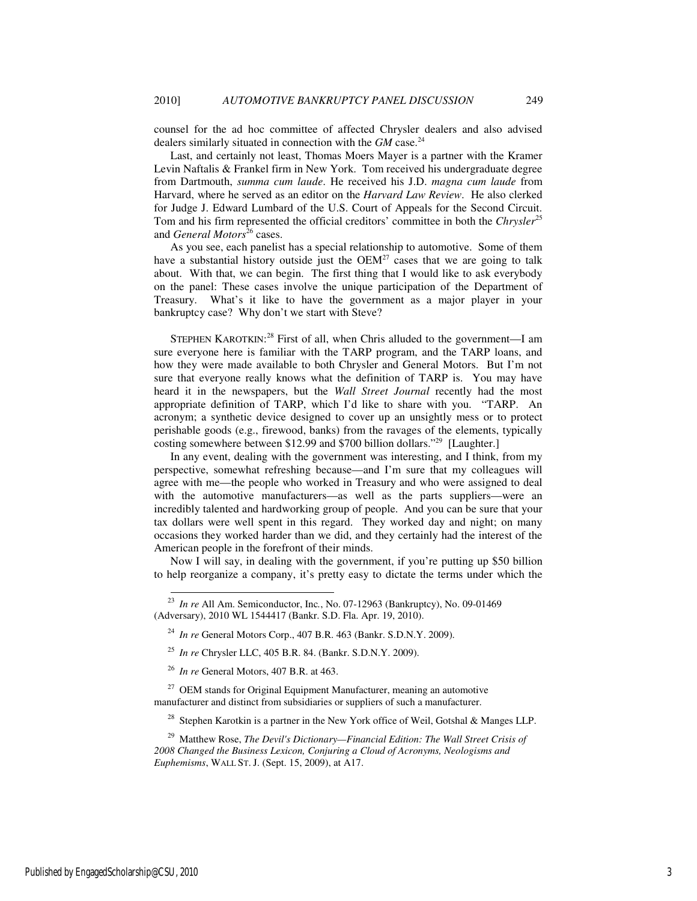counsel for the ad hoc committee of affected Chrysler dealers and also advised dealers similarly situated in connection with the *GM* case.[24]

Last, and certainly not least, Thomas Moers Mayer is a partner with the Kramer Levin Naftalis & Frankel firm in New York. Tom received his undergraduate degree from Dartmouth, *summa cum laude*. He received his J.D. *magna cum laude* from Harvard, where he served as an editor on the *Harvard Law Review*. He also clerked for Judge J. Edward Lumbard of the U.S. Court of Appeals for the Second Circuit. Tom and his firm represented the official creditors' committee in both the *Chrysler*[25] and *General Motors*[26] cases.

As you see, each panelist has a special relationship to automotive. Some of them have a substantial history outside just the OEM[27] cases that we are going to talk about. With that, we can begin. The first thing that I would like to ask everybody on the panel: These cases involve the unique participation of the Department of Treasury. What's it like to have the government as a major player in your bankruptcy case? Why don't we start with Steve?

STEPHEN KAROTKIN:[28] First of all, when Chris alluded to the government—I am sure everyone here is familiar with the TARP program, and the TARP loans, and how they were made available to both Chrysler and General Motors. But I'm not sure that everyone really knows what the definition of TARP is. You may have heard it in the newspapers, but the *Wall Street Journal* recently had the most appropriate definition of TARP, which I'd like to share with you. "TARP. An acronym; a synthetic device designed to cover up an unsightly mess or to protect perishable goods (e.g., firewood, banks) from the ravages of the elements, typically costing somewhere between $12.99 and $700 billion dollars."[29] [Laughter.]

In any event, dealing with the government was interesting, and I think, from my perspective, somewhat refreshing because—and I'm sure that my colleagues will agree with me—the people who worked in Treasury and who were assigned to deal with the automotive manufacturers—as well as the parts suppliers—were an incredibly talented and hardworking group of people. And you can be sure that your tax dollars were well spent in this regard. They worked day and night; on many occasions they worked harder than we did, and they certainly had the interest of the American people in the forefront of their minds.

Now I will say, in dealing with the government, if you're putting up $50 billion to help reorganize a company, it's pretty easy to dictate the terms under which the

---

[23] *In re* All Am. Semiconductor, Inc., No. 07-12963 (Bankruptcy), No. 09-01469 (Adversary), 2010 WL 1544417 (Bankr. S.D. Fla. Apr. 19, 2010).

[24] *In re* General Motors Corp., 407 B.R. 463 (Bankr. S.D.N.Y. 2009).

[25] *In re* Chrysler LLC, 405 B.R. 84. (Bankr. S.D.N.Y. 2009).

[26] *In re* General Motors, 407 B.R. at 463.

[27] OEM stands for Original Equipment Manufacturer, meaning an automotive manufacturer and distinct from subsidiaries or suppliers of such a manufacturer.

[28] Stephen Karotkin is a partner in the New York office of Weil, Gotshal & Manges LLP.

[29] Matthew Rose, *The Devil's Dictionary—Financial Edition: The Wall Street Crisis of 2008 Changed the Business Lexicon, Conjuring a Cloud of Acronyms, Neologisms and Euphemisms*, WALL ST. J. (Sept. 15, 2009), at A17.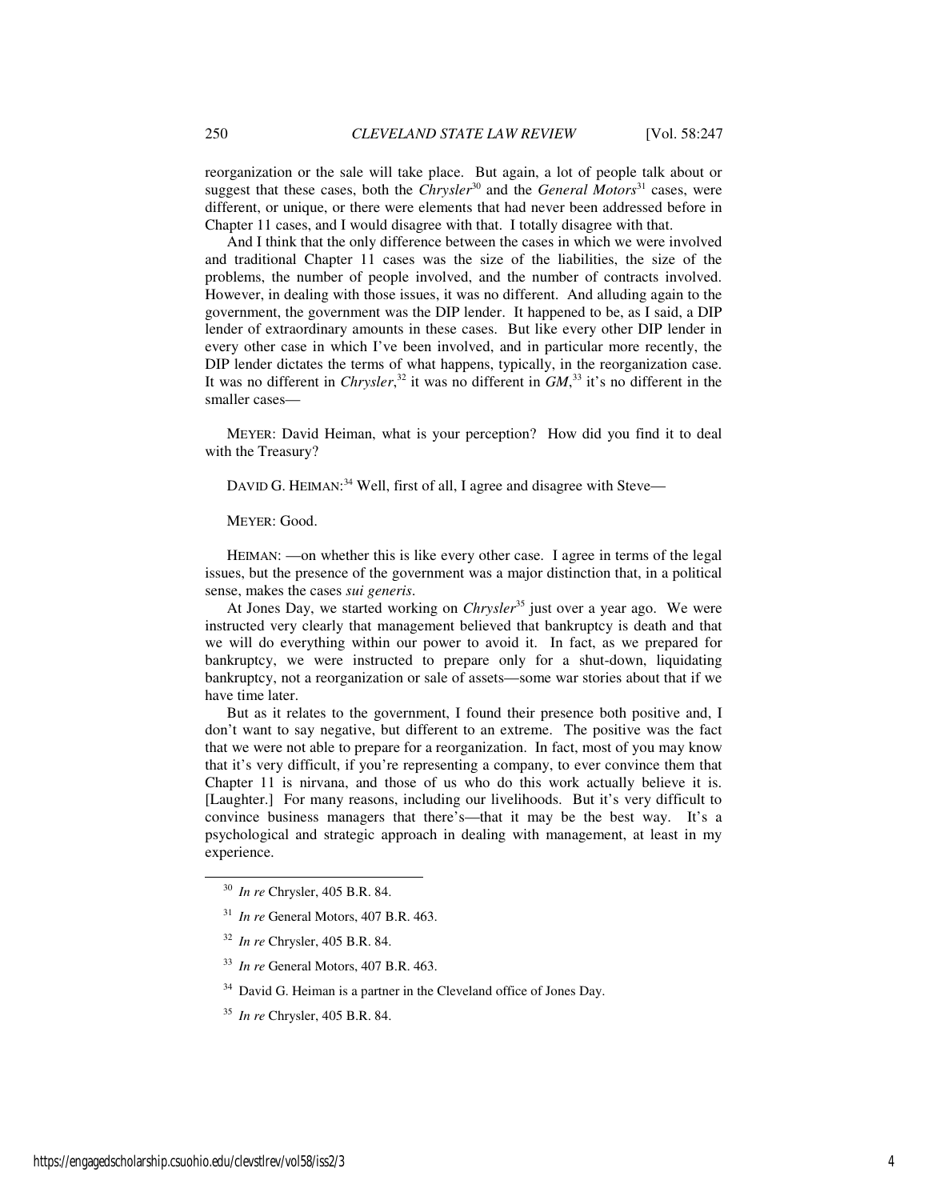reorganization or the sale will take place. But again, a lot of people talk about or suggest that these cases, both the *Chrysler*[30] and the *General Motors*[31] cases, were different, or unique, or there were elements that had never been addressed before in Chapter 11 cases, and I would disagree with that. I totally disagree with that.

And I think that the only difference between the cases in which we were involved and traditional Chapter 11 cases was the size of the liabilities, the size of the problems, the number of people involved, and the number of contracts involved. However, in dealing with those issues, it was no different. And alluding again to the government, the government was the DIP lender. It happened to be, as I said, a DIP lender of extraordinary amounts in these cases. But like every other DIP lender in every other case in which I've been involved, and in particular more recently, the DIP lender dictates the terms of what happens, typically, in the reorganization case. It was no different in *Chrysler*,[32] it was no different in *GM*,[33] it's no different in the smaller cases—

MEYER: David Heiman, what is your perception? How did you find it to deal with the Treasury?

DAVID G. HEIMAN:[34] Well, first of all, I agree and disagree with Steve—

MEYER: Good.

HEIMAN: —on whether this is like every other case. I agree in terms of the legal issues, but the presence of the government was a major distinction that, in a political sense, makes the cases *sui generis*.

At Jones Day, we started working on *Chrysler*[35] just over a year ago. We were instructed very clearly that management believed that bankruptcy is death and that we will do everything within our power to avoid it. In fact, as we prepared for bankruptcy, we were instructed to prepare only for a shut-down, liquidating bankruptcy, not a reorganization or sale of assets—some war stories about that if we have time later.

But as it relates to the government, I found their presence both positive and, I don't want to say negative, but different to an extreme. The positive was the fact that we were not able to prepare for a reorganization. In fact, most of you may know that it's very difficult, if you're representing a company, to ever convince them that Chapter 11 is nirvana, and those of us who do this work actually believe it is. [Laughter.] For many reasons, including our livelihoods. But it's very difficult to convince business managers that there's—that it may be the best way. It's a psychological and strategic approach in dealing with management, at least in my experience.

---

[30] *In re* Chrysler, 405 B.R. 84.

[31] *In re* General Motors, 407 B.R. 463.

[32] *In re* Chrysler, 405 B.R. 84.

[33] *In re* General Motors, 407 B.R. 463.

[34] David G. Heiman is a partner in the Cleveland office of Jones Day.

[35] *In re* Chrysler, 405 B.R. 84.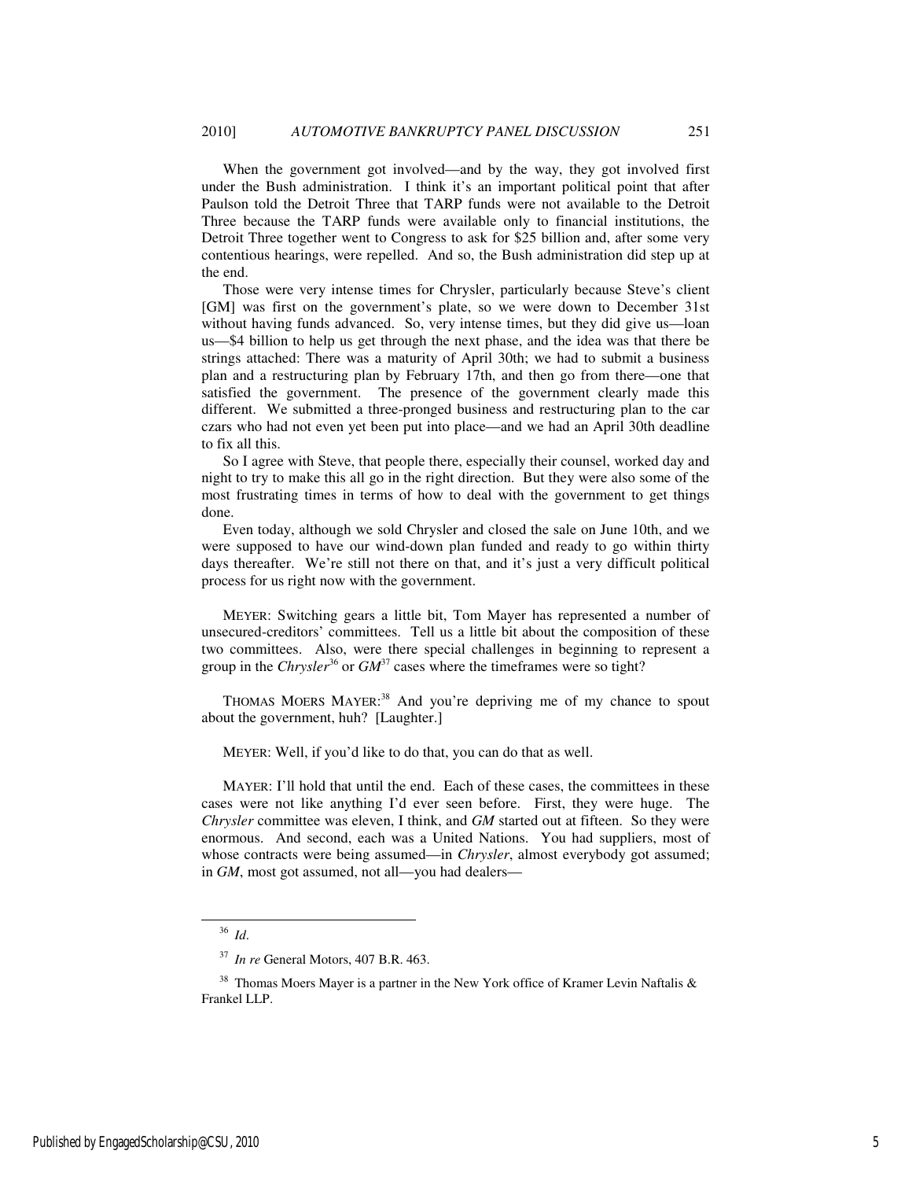When the government got involved—and by the way, they got involved first under the Bush administration. I think it's an important political point that after Paulson told the Detroit Three that TARP funds were not available to the Detroit Three because the TARP funds were available only to financial institutions, the Detroit Three together went to Congress to ask for $25 billion and, after some very contentious hearings, were repelled. And so, the Bush administration did step up at the end.

Those were very intense times for Chrysler, particularly because Steve's client [GM] was first on the government's plate, so we were down to December 31st without having funds advanced. So, very intense times, but they did give us—loan us—$4 billion to help us get through the next phase, and the idea was that there be strings attached: There was a maturity of April 30th; we had to submit a business plan and a restructuring plan by February 17th, and then go from there—one that satisfied the government. The presence of the government clearly made this different. We submitted a three-pronged business and restructuring plan to the car czars who had not even yet been put into place—and we had an April 30th deadline to fix all this.

So I agree with Steve, that people there, especially their counsel, worked day and night to try to make this all go in the right direction. But they were also some of the most frustrating times in terms of how to deal with the government to get things done.

Even today, although we sold Chrysler and closed the sale on June 10th, and we were supposed to have our wind-down plan funded and ready to go within thirty days thereafter. We're still not there on that, and it's just a very difficult political process for us right now with the government.

MEYER: Switching gears a little bit, Tom Mayer has represented a number of unsecured-creditors' committees. Tell us a little bit about the composition of these two committees. Also, were there special challenges in beginning to represent a group in the *Chrysler*[36] or *GM*[37] cases where the timeframes were so tight?

THOMAS MOERS MAYER:[38] And you're depriving me of my chance to spout about the government, huh? [Laughter.]

MEYER: Well, if you'd like to do that, you can do that as well.

MAYER: I'll hold that until the end. Each of these cases, the committees in these cases were not like anything I'd ever seen before. First, they were huge. The *Chrysler* committee was eleven, I think, and *GM* started out at fifteen. So they were enormous. And second, each was a United Nations. You had suppliers, most of whose contracts were being assumed—in *Chrysler*, almost everybody got assumed; in *GM*, most got assumed, not all—you had dealers—

---

[36] *Id*.

[37] *In re* General Motors, 407 B.R. 463.

[38] Thomas Moers Mayer is a partner in the New York office of Kramer Levin Naftalis & Frankel LLP.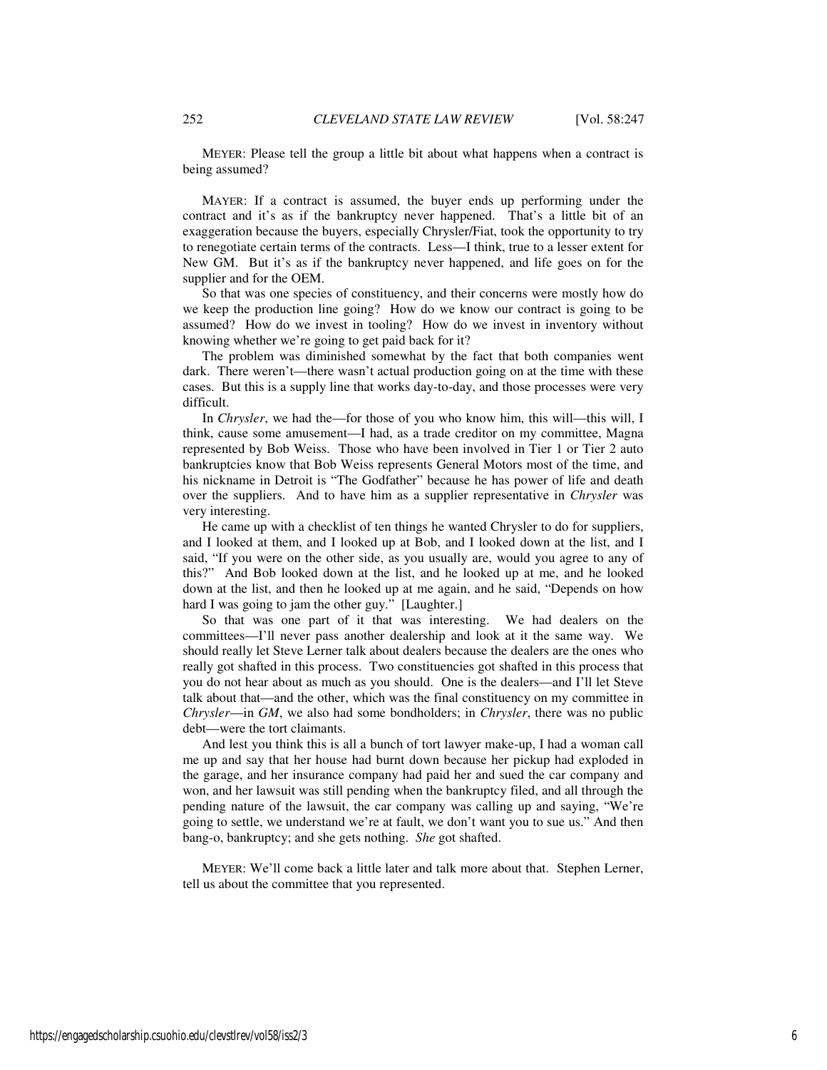MEYER: Please tell the group a little bit about what happens when a contract is being assumed?

MAYER: If a contract is assumed, the buyer ends up performing under the contract and it's as if the bankruptcy never happened. That's a little bit of an exaggeration because the buyers, especially Chrysler/Fiat, took the opportunity to try to renegotiate certain terms of the contracts. Less—I think, true to a lesser extent for New GM. But it's as if the bankruptcy never happened, and life goes on for the supplier and for the OEM.

So that was one species of constituency, and their concerns were mostly how do we keep the production line going? How do we know our contract is going to be assumed? How do we invest in tooling? How do we invest in inventory without knowing whether we're going to get paid back for it?

The problem was diminished somewhat by the fact that both companies went dark. There weren't—there wasn't actual production going on at the time with these cases. But this is a supply line that works day-to-day, and those processes were very difficult.

In *Chrysler*, we had the—for those of you who know him, this will—this will, I think, cause some amusement—I had, as a trade creditor on my committee, Magna represented by Bob Weiss. Those who have been involved in Tier 1 or Tier 2 auto bankruptcies know that Bob Weiss represents General Motors most of the time, and his nickname in Detroit is "The Godfather" because he has power of life and death over the suppliers. And to have him as a supplier representative in *Chrysler* was very interesting.

He came up with a checklist of ten things he wanted Chrysler to do for suppliers, and I looked at them, and I looked up at Bob, and I looked down at the list, and I said, "If you were on the other side, as you usually are, would you agree to any of this?" And Bob looked down at the list, and he looked up at me, and he looked down at the list, and then he looked up at me again, and he said, "Depends on how hard I was going to jam the other guy." [Laughter.]

So that was one part of it that was interesting. We had dealers on the committees—I'll never pass another dealership and look at it the same way. We should really let Steve Lerner talk about dealers because the dealers are the ones who really got shafted in this process. Two constituencies got shafted in this process that you do not hear about as much as you should. One is the dealers—and I'll let Steve talk about that—and the other, which was the final constituency on my committee in *Chrysler*—in *GM*, we also had some bondholders; in *Chrysler*, there was no public debt—were the tort claimants.

And lest you think this is all a bunch of tort lawyer make-up, I had a woman call me up and say that her house had burnt down because her pickup had exploded in the garage, and her insurance company had paid her and sued the car company and won, and her lawsuit was still pending when the bankruptcy filed, and all through the pending nature of the lawsuit, the car company was calling up and saying, "We're going to settle, we understand we're at fault, we don't want you to sue us." And then bang-o, bankruptcy; and she gets nothing. *She* got shafted.

MEYER: We'll come back a little later and talk more about that. Stephen Lerner, tell us about the committee that you represented.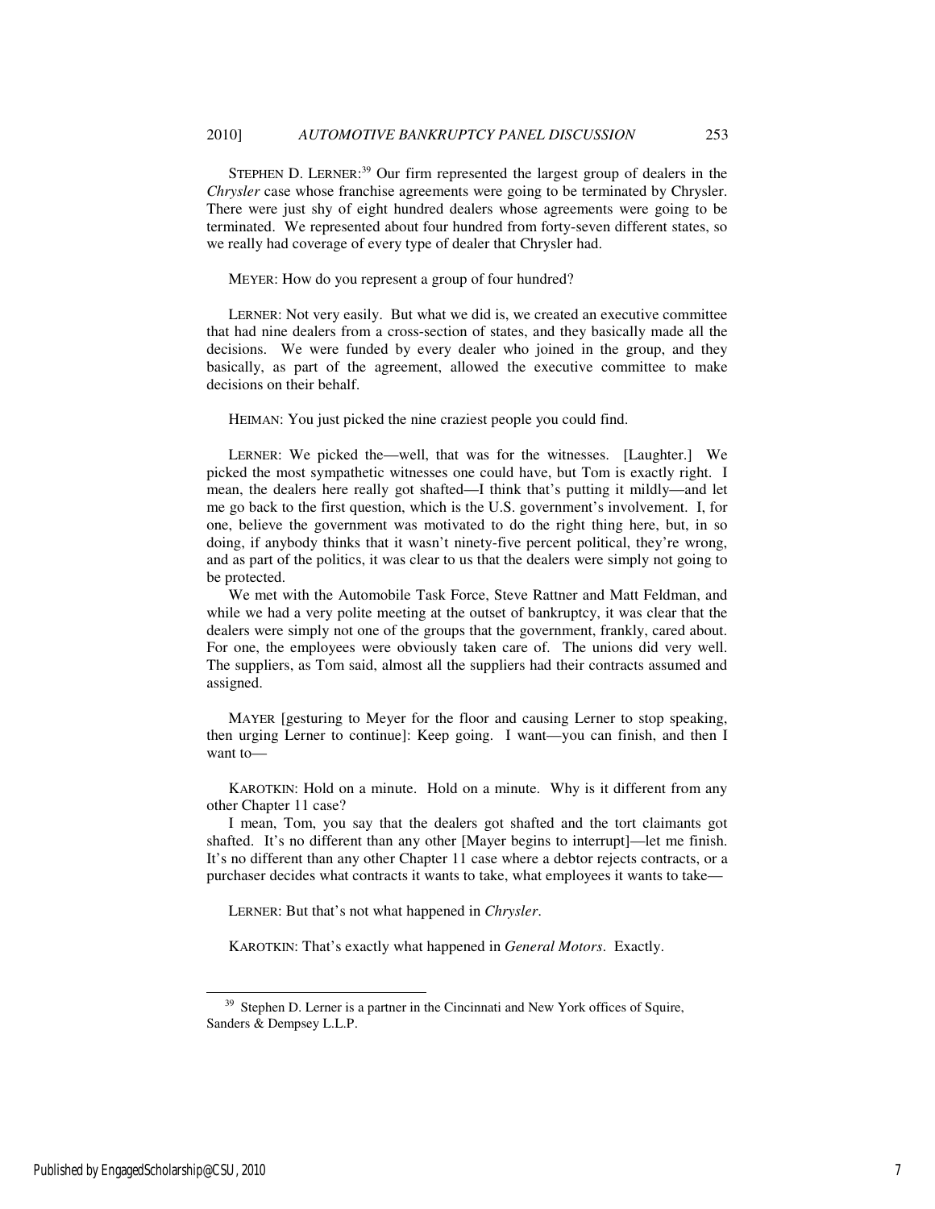STEPHEN D. LERNER:[39] Our firm represented the largest group of dealers in the *Chrysler* case whose franchise agreements were going to be terminated by Chrysler. There were just shy of eight hundred dealers whose agreements were going to be terminated. We represented about four hundred from forty-seven different states, so we really had coverage of every type of dealer that Chrysler had.

MEYER: How do you represent a group of four hundred?

LERNER: Not very easily. But what we did is, we created an executive committee that had nine dealers from a cross-section of states, and they basically made all the decisions. We were funded by every dealer who joined in the group, and they basically, as part of the agreement, allowed the executive committee to make decisions on their behalf.

HEIMAN: You just picked the nine craziest people you could find.

LERNER: We picked the—well, that was for the witnesses. [Laughter.] We picked the most sympathetic witnesses one could have, but Tom is exactly right. I mean, the dealers here really got shafted—I think that's putting it mildly—and let me go back to the first question, which is the U.S. government's involvement. I, for one, believe the government was motivated to do the right thing here, but, in so doing, if anybody thinks that it wasn't ninety-five percent political, they're wrong, and as part of the politics, it was clear to us that the dealers were simply not going to be protected.

We met with the Automobile Task Force, Steve Rattner and Matt Feldman, and while we had a very polite meeting at the outset of bankruptcy, it was clear that the dealers were simply not one of the groups that the government, frankly, cared about. For one, the employees were obviously taken care of. The unions did very well. The suppliers, as Tom said, almost all the suppliers had their contracts assumed and assigned.

MAYER [gesturing to Meyer for the floor and causing Lerner to stop speaking, then urging Lerner to continue]: Keep going. I want—you can finish, and then I want to—

KAROTKIN: Hold on a minute. Hold on a minute. Why is it different from any other Chapter 11 case?

I mean, Tom, you say that the dealers got shafted and the tort claimants got shafted. It's no different than any other [Mayer begins to interrupt]—let me finish. It's no different than any other Chapter 11 case where a debtor rejects contracts, or a purchaser decides what contracts it wants to take, what employees it wants to take—

LERNER: But that's not what happened in *Chrysler*.

KAROTKIN: That's exactly what happened in *General Motors*. Exactly.

---

[39] Stephen D. Lerner is a partner in the Cincinnati and New York offices of Squire, Sanders & Dempsey L.L.P.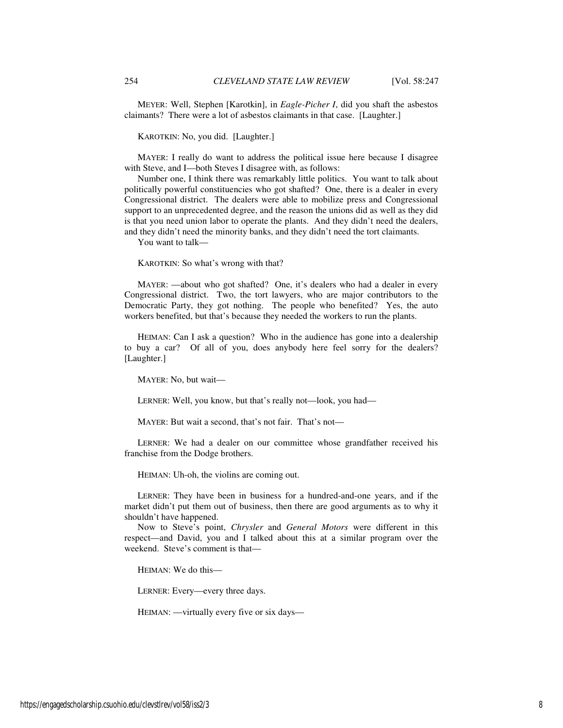MEYER: Well, Stephen [Karotkin], in *Eagle-Picher I*, did you shaft the asbestos claimants? There were a lot of asbestos claimants in that case. [Laughter.]

KAROTKIN: No, you did. [Laughter.]

MAYER: I really do want to address the political issue here because I disagree with Steve, and I—both Steves I disagree with, as follows:

Number one, I think there was remarkably little politics. You want to talk about politically powerful constituencies who got shafted? One, there is a dealer in every Congressional district. The dealers were able to mobilize press and Congressional support to an unprecedented degree, and the reason the unions did as well as they did is that you need union labor to operate the plants. And they didn't need the dealers, and they didn't need the minority banks, and they didn't need the tort claimants.

You want to talk—

KAROTKIN: So what's wrong with that?

MAYER: —about who got shafted? One, it's dealers who had a dealer in every Congressional district. Two, the tort lawyers, who are major contributors to the Democratic Party, they got nothing. The people who benefited? Yes, the auto workers benefited, but that's because they needed the workers to run the plants.

HEIMAN: Can I ask a question? Who in the audience has gone into a dealership to buy a car? Of all of you, does anybody here feel sorry for the dealers? [Laughter.]

MAYER: No, but wait—

LERNER: Well, you know, but that's really not—look, you had—

MAYER: But wait a second, that's not fair. That's not—

LERNER: We had a dealer on our committee whose grandfather received his franchise from the Dodge brothers.

HEIMAN: Uh-oh, the violins are coming out.

LERNER: They have been in business for a hundred-and-one years, and if the market didn't put them out of business, then there are good arguments as to why it shouldn't have happened.

Now to Steve's point, *Chrysler* and *General Motors* were different in this respect—and David, you and I talked about this at a similar program over the weekend. Steve's comment is that—

HEIMAN: We do this—

LERNER: Every—every three days.

HEIMAN: —virtually every five or six days—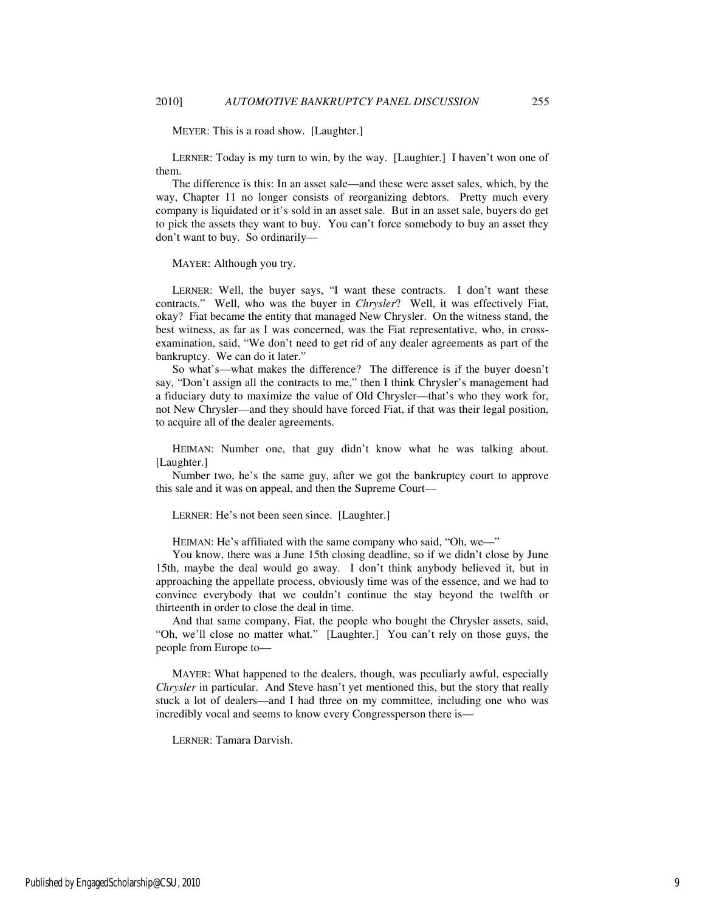MEYER: This is a road show. [Laughter.]

LERNER: Today is my turn to win, by the way. [Laughter.] I haven't won one of them.

The difference is this: In an asset sale—and these were asset sales, which, by the way, Chapter 11 no longer consists of reorganizing debtors. Pretty much every company is liquidated or it's sold in an asset sale. But in an asset sale, buyers do get to pick the assets they want to buy. You can't force somebody to buy an asset they don't want to buy. So ordinarily—

MAYER: Although you try.

LERNER: Well, the buyer says, "I want these contracts. I don't want these contracts." Well, who was the buyer in *Chrysler*? Well, it was effectively Fiat, okay? Fiat became the entity that managed New Chrysler. On the witness stand, the best witness, as far as I was concerned, was the Fiat representative, who, in cross-examination, said, "We don't need to get rid of any dealer agreements as part of the bankruptcy. We can do it later."

So what's—what makes the difference? The difference is if the buyer doesn't say, "Don't assign all the contracts to me," then I think Chrysler's management had a fiduciary duty to maximize the value of Old Chrysler—that's who they work for, not New Chrysler—and they should have forced Fiat, if that was their legal position, to acquire all of the dealer agreements.

HEIMAN: Number one, that guy didn't know what he was talking about. [Laughter.]

Number two, he's the same guy, after we got the bankruptcy court to approve this sale and it was on appeal, and then the Supreme Court—

LERNER: He's not been seen since. [Laughter.]

HEIMAN: He's affiliated with the same company who said, "Oh, we—"

You know, there was a June 15th closing deadline, so if we didn't close by June 15th, maybe the deal would go away. I don't think anybody believed it, but in approaching the appellate process, obviously time was of the essence, and we had to convince everybody that we couldn't continue the stay beyond the twelfth or thirteenth in order to close the deal in time.

And that same company, Fiat, the people who bought the Chrysler assets, said, "Oh, we'll close no matter what." [Laughter.] You can't rely on those guys, the people from Europe to—

MAYER: What happened to the dealers, though, was peculiarly awful, especially *Chrysler* in particular. And Steve hasn't yet mentioned this, but the story that really stuck a lot of dealers—and I had three on my committee, including one who was incredibly vocal and seems to know every Congressperson there is—

LERNER: Tamara Darvish.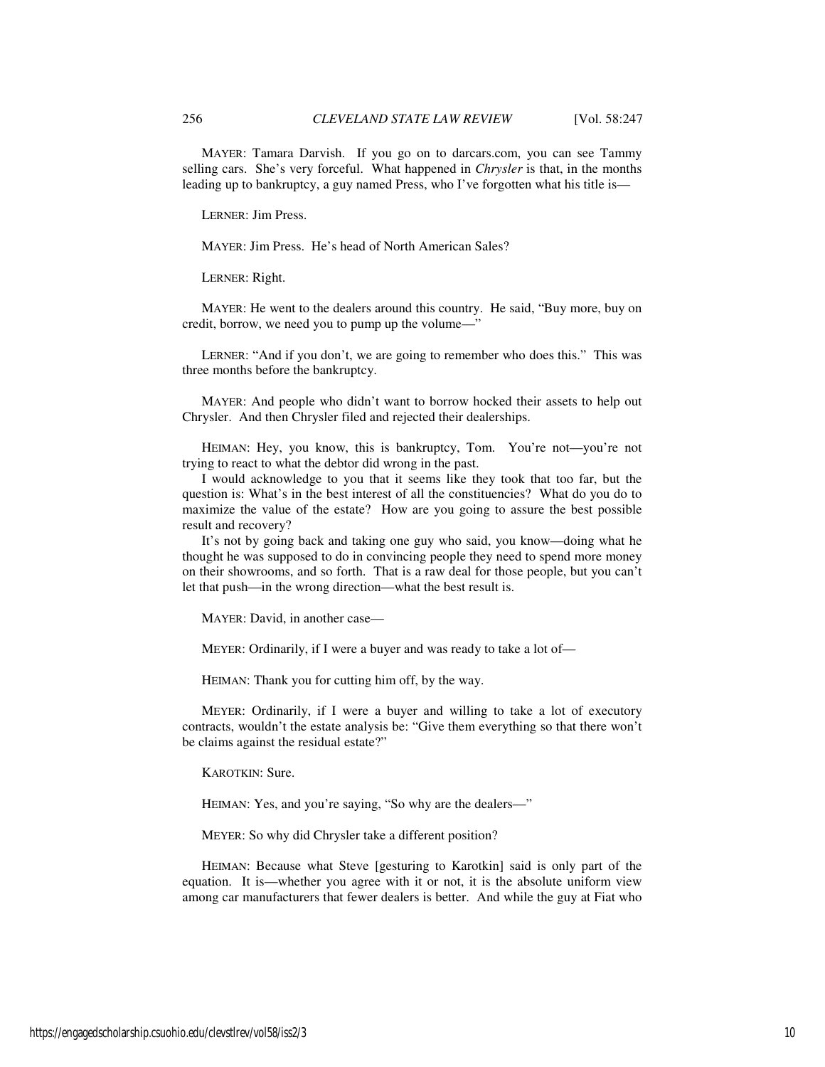MAYER: Tamara Darvish. If you go on to darcars.com, you can see Tammy selling cars. She's very forceful. What happened in *Chrysler* is that, in the months leading up to bankruptcy, a guy named Press, who I've forgotten what his title is—

LERNER: Jim Press.

MAYER: Jim Press. He's head of North American Sales?

LERNER: Right.

MAYER: He went to the dealers around this country. He said, "Buy more, buy on credit, borrow, we need you to pump up the volume—"

LERNER: "And if you don't, we are going to remember who does this." This was three months before the bankruptcy.

MAYER: And people who didn't want to borrow hocked their assets to help out Chrysler. And then Chrysler filed and rejected their dealerships.

HEIMAN: Hey, you know, this is bankruptcy, Tom. You're not—you're not trying to react to what the debtor did wrong in the past.

I would acknowledge to you that it seems like they took that too far, but the question is: What's in the best interest of all the constituencies? What do you do to maximize the value of the estate? How are you going to assure the best possible result and recovery?

It's not by going back and taking one guy who said, you know—doing what he thought he was supposed to do in convincing people they need to spend more money on their showrooms, and so forth. That is a raw deal for those people, but you can't let that push—in the wrong direction—what the best result is.

MAYER: David, in another case—

MEYER: Ordinarily, if I were a buyer and was ready to take a lot of—

HEIMAN: Thank you for cutting him off, by the way.

MEYER: Ordinarily, if I were a buyer and willing to take a lot of executory contracts, wouldn't the estate analysis be: "Give them everything so that there won't be claims against the residual estate?"

KAROTKIN: Sure.

HEIMAN: Yes, and you're saying, "So why are the dealers—"

MEYER: So why did Chrysler take a different position?

HEIMAN: Because what Steve [gesturing to Karotkin] said is only part of the equation. It is—whether you agree with it or not, it is the absolute uniform view among car manufacturers that fewer dealers is better. And while the guy at Fiat who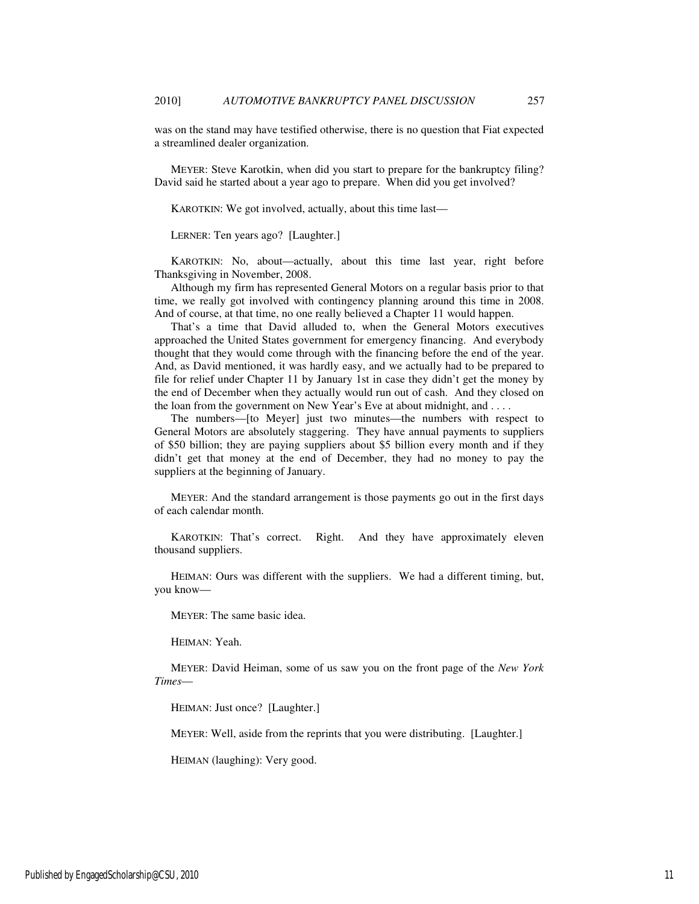was on the stand may have testified otherwise, there is no question that Fiat expected a streamlined dealer organization.

MEYER: Steve Karotkin, when did you start to prepare for the bankruptcy filing? David said he started about a year ago to prepare. When did you get involved?

KAROTKIN: We got involved, actually, about this time last—

LERNER: Ten years ago? [Laughter.]

KAROTKIN: No, about—actually, about this time last year, right before Thanksgiving in November, 2008.

Although my firm has represented General Motors on a regular basis prior to that time, we really got involved with contingency planning around this time in 2008. And of course, at that time, no one really believed a Chapter 11 would happen.

That's a time that David alluded to, when the General Motors executives approached the United States government for emergency financing. And everybody thought that they would come through with the financing before the end of the year. And, as David mentioned, it was hardly easy, and we actually had to be prepared to file for relief under Chapter 11 by January 1st in case they didn't get the money by the end of December when they actually would run out of cash. And they closed on the loan from the government on New Year's Eve at about midnight, and . . . .

The numbers—[to Meyer] just two minutes—the numbers with respect to General Motors are absolutely staggering. They have annual payments to suppliers of $50 billion; they are paying suppliers about $5 billion every month and if they didn't get that money at the end of December, they had no money to pay the suppliers at the beginning of January.

MEYER: And the standard arrangement is those payments go out in the first days of each calendar month.

KAROTKIN: That's correct. Right. And they have approximately eleven thousand suppliers.

HEIMAN: Ours was different with the suppliers. We had a different timing, but, you know—

MEYER: The same basic idea.

HEIMAN: Yeah.

MEYER: David Heiman, some of us saw you on the front page of the *New York Times*—

HEIMAN: Just once? [Laughter.]

MEYER: Well, aside from the reprints that you were distributing. [Laughter.]

HEIMAN (laughing): Very good.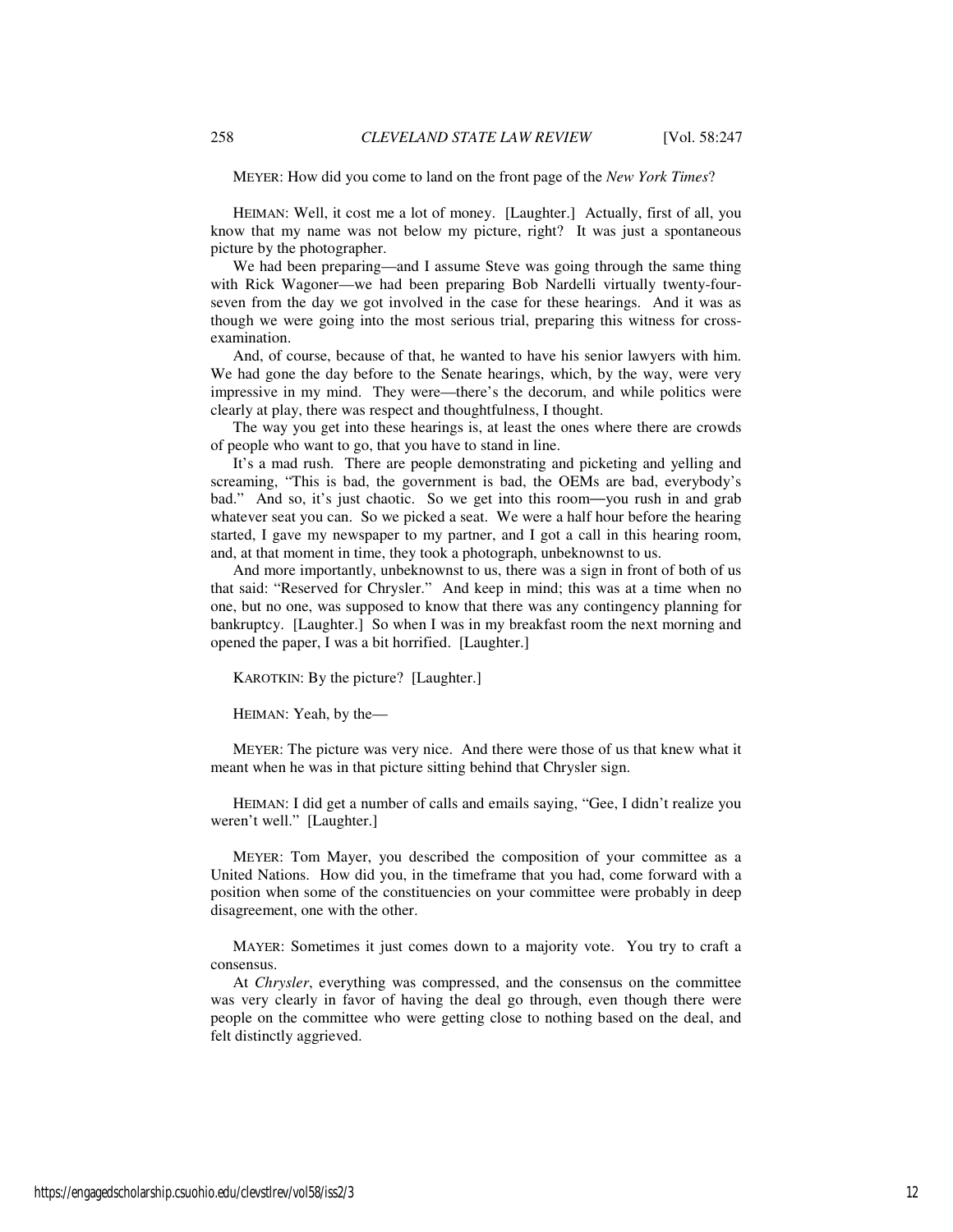MEYER: How did you come to land on the front page of the *New York Times*?

HEIMAN: Well, it cost me a lot of money. [Laughter.] Actually, first of all, you know that my name was not below my picture, right? It was just a spontaneous picture by the photographer.

We had been preparing—and I assume Steve was going through the same thing with Rick Wagoner—we had been preparing Bob Nardelli virtually twenty-four-seven from the day we got involved in the case for these hearings. And it was as though we were going into the most serious trial, preparing this witness for cross-examination.

And, of course, because of that, he wanted to have his senior lawyers with him. We had gone the day before to the Senate hearings, which, by the way, were very impressive in my mind. They were—there's the decorum, and while politics were clearly at play, there was respect and thoughtfulness, I thought.

The way you get into these hearings is, at least the ones where there are crowds of people who want to go, that you have to stand in line.

It's a mad rush. There are people demonstrating and picketing and yelling and screaming, "This is bad, the government is bad, the OEMs are bad, everybody's bad." And so, it's just chaotic. So we get into this room—you rush in and grab whatever seat you can. So we picked a seat. We were a half hour before the hearing started, I gave my newspaper to my partner, and I got a call in this hearing room, and, at that moment in time, they took a photograph, unbeknownst to us.

And more importantly, unbeknownst to us, there was a sign in front of both of us that said: "Reserved for Chrysler." And keep in mind; this was at a time when no one, but no one, was supposed to know that there was any contingency planning for bankruptcy. [Laughter.] So when I was in my breakfast room the next morning and opened the paper, I was a bit horrified. [Laughter.]

KAROTKIN: By the picture? [Laughter.]

HEIMAN: Yeah, by the—

MEYER: The picture was very nice. And there were those of us that knew what it meant when he was in that picture sitting behind that Chrysler sign.

HEIMAN: I did get a number of calls and emails saying, "Gee, I didn't realize you weren't well." [Laughter.]

MEYER: Tom Mayer, you described the composition of your committee as a United Nations. How did you, in the timeframe that you had, come forward with a position when some of the constituencies on your committee were probably in deep disagreement, one with the other.

MAYER: Sometimes it just comes down to a majority vote. You try to craft a consensus.

At *Chrysler*, everything was compressed, and the consensus on the committee was very clearly in favor of having the deal go through, even though there were people on the committee who were getting close to nothing based on the deal, and felt distinctly aggrieved.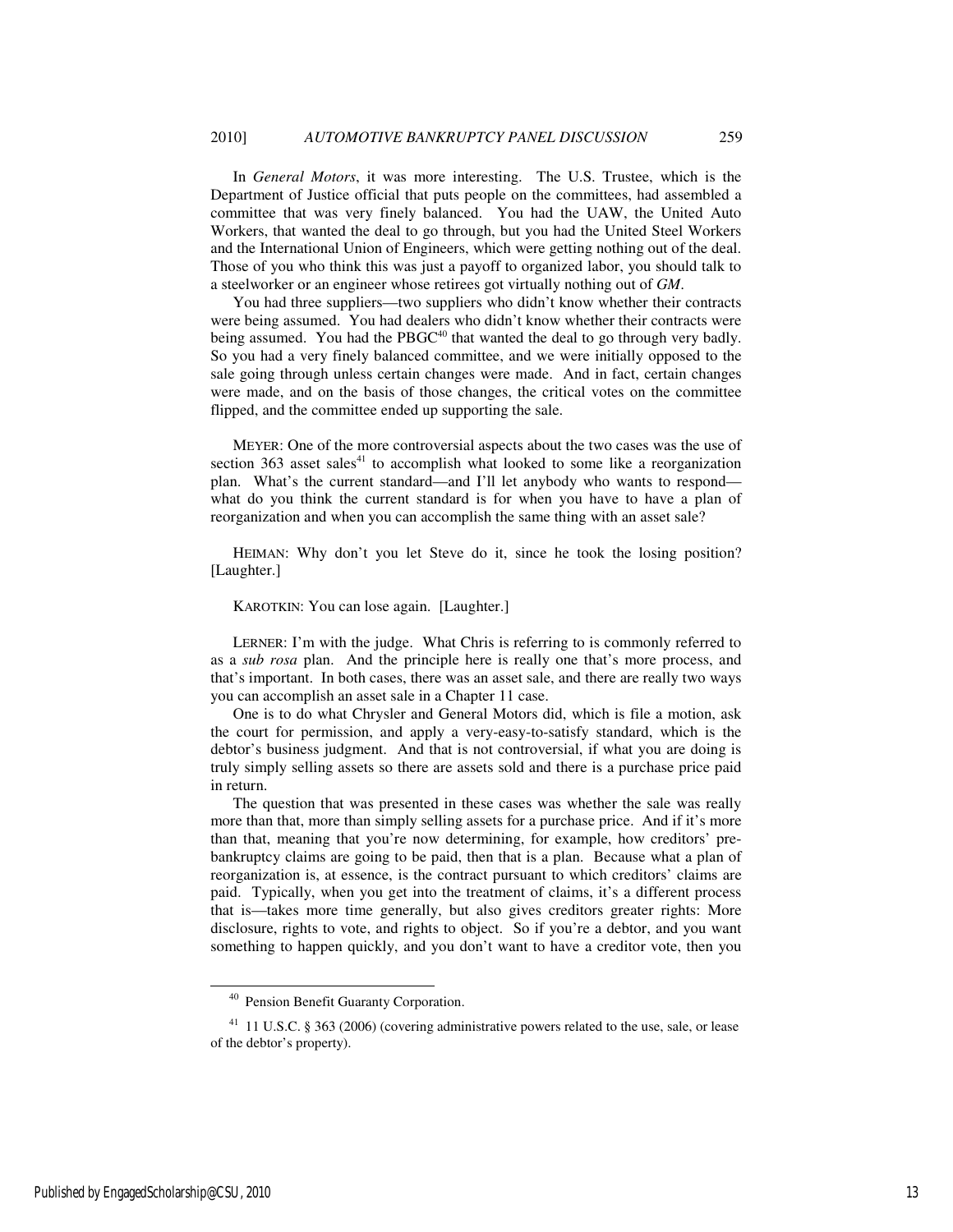In *General Motors*, it was more interesting. The U.S. Trustee, which is the Department of Justice official that puts people on the committees, had assembled a committee that was very finely balanced. You had the UAW, the United Auto Workers, that wanted the deal to go through, but you had the United Steel Workers and the International Union of Engineers, which were getting nothing out of the deal. Those of you who think this was just a payoff to organized labor, you should talk to a steelworker or an engineer whose retirees got virtually nothing out of *GM*.

You had three suppliers—two suppliers who didn't know whether their contracts were being assumed. You had dealers who didn't know whether their contracts were being assumed. You had the PBGC[40] that wanted the deal to go through very badly. So you had a very finely balanced committee, and we were initially opposed to the sale going through unless certain changes were made. And in fact, certain changes were made, and on the basis of those changes, the critical votes on the committee flipped, and the committee ended up supporting the sale.

MEYER: One of the more controversial aspects about the two cases was the use of section 363 asset sales[41] to accomplish what looked to some like a reorganization plan. What's the current standard—and I'll let anybody who wants to respond—what do you think the current standard is for when you have to have a plan of reorganization and when you can accomplish the same thing with an asset sale?

HEIMAN: Why don't you let Steve do it, since he took the losing position? [Laughter.]

KAROTKIN: You can lose again. [Laughter.]

LERNER: I'm with the judge. What Chris is referring to is commonly referred to as a *sub rosa* plan. And the principle here is really one that's more process, and that's important. In both cases, there was an asset sale, and there are really two ways you can accomplish an asset sale in a Chapter 11 case.

One is to do what Chrysler and General Motors did, which is file a motion, ask the court for permission, and apply a very-easy-to-satisfy standard, which is the debtor's business judgment. And that is not controversial, if what you are doing is truly simply selling assets so there are assets sold and there is a purchase price paid in return.

The question that was presented in these cases was whether the sale was really more than that, more than simply selling assets for a purchase price. And if it's more than that, meaning that you're now determining, for example, how creditors' pre-bankruptcy claims are going to be paid, then that is a plan. Because what a plan of reorganization is, at essence, is the contract pursuant to which creditors' claims are paid. Typically, when you get into the treatment of claims, it's a different process that is—takes more time generally, but also gives creditors greater rights: More disclosure, rights to vote, and rights to object. So if you're a debtor, and you want something to happen quickly, and you don't want to have a creditor vote, then you

---

[40] Pension Benefit Guaranty Corporation.

[41] 11 U.S.C. § 363 (2006) (covering administrative powers related to the use, sale, or lease of the debtor's property).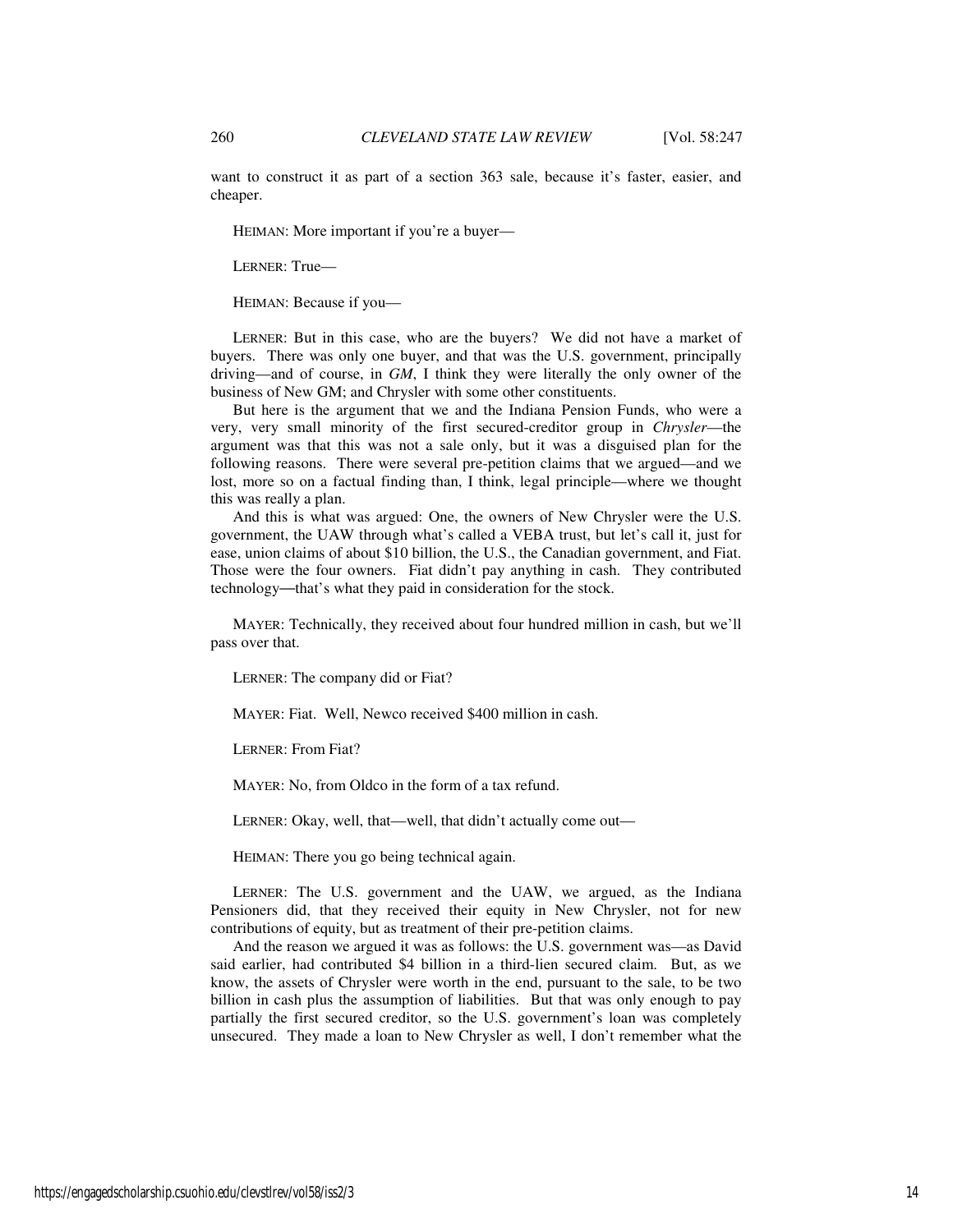want to construct it as part of a section 363 sale, because it's faster, easier, and cheaper.

HEIMAN: More important if you're a buyer—

LERNER: True—

HEIMAN: Because if you—

LERNER: But in this case, who are the buyers? We did not have a market of buyers. There was only one buyer, and that was the U.S. government, principally driving—and of course, in *GM*, I think they were literally the only owner of the business of New GM; and Chrysler with some other constituents.

But here is the argument that we and the Indiana Pension Funds, who were a very, very small minority of the first secured-creditor group in *Chrysler*—the argument was that this was not a sale only, but it was a disguised plan for the following reasons. There were several pre-petition claims that we argued—and we lost, more so on a factual finding than, I think, legal principle—where we thought this was really a plan.

And this is what was argued: One, the owners of New Chrysler were the U.S. government, the UAW through what's called a VEBA trust, but let's call it, just for ease, union claims of about $10 billion, the U.S., the Canadian government, and Fiat. Those were the four owners. Fiat didn't pay anything in cash. They contributed technology—that's what they paid in consideration for the stock.

MAYER: Technically, they received about four hundred million in cash, but we'll pass over that.

LERNER: The company did or Fiat?

MAYER: Fiat. Well, Newco received $400 million in cash.

LERNER: From Fiat?

MAYER: No, from Oldco in the form of a tax refund.

LERNER: Okay, well, that—well, that didn't actually come out—

HEIMAN: There you go being technical again.

LERNER: The U.S. government and the UAW, we argued, as the Indiana Pensioners did, that they received their equity in New Chrysler, not for new contributions of equity, but as treatment of their pre-petition claims.

And the reason we argued it was as follows: the U.S. government was—as David said earlier, had contributed $4 billion in a third-lien secured claim. But, as we know, the assets of Chrysler were worth in the end, pursuant to the sale, to be two billion in cash plus the assumption of liabilities. But that was only enough to pay partially the first secured creditor, so the U.S. government's loan was completely unsecured. They made a loan to New Chrysler as well, I don't remember what the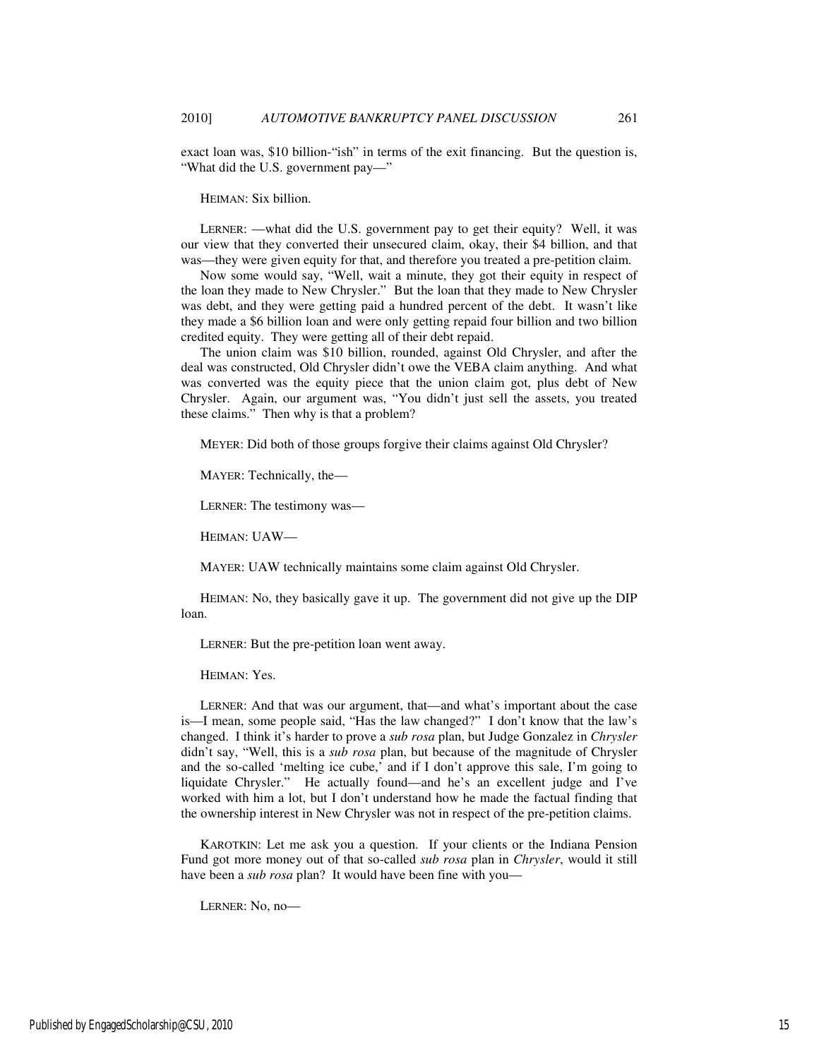exact loan was, $10 billion-"ish" in terms of the exit financing. But the question is, "What did the U.S. government pay—"

HEIMAN: Six billion.

LERNER: —what did the U.S. government pay to get their equity? Well, it was our view that they converted their unsecured claim, okay, their $4 billion, and that was—they were given equity for that, and therefore you treated a pre-petition claim.

Now some would say, "Well, wait a minute, they got their equity in respect of the loan they made to New Chrysler." But the loan that they made to New Chrysler was debt, and they were getting paid a hundred percent of the debt. It wasn't like they made a $6 billion loan and were only getting repaid four billion and two billion credited equity. They were getting all of their debt repaid.

The union claim was $10 billion, rounded, against Old Chrysler, and after the deal was constructed, Old Chrysler didn't owe the VEBA claim anything. And what was converted was the equity piece that the union claim got, plus debt of New Chrysler. Again, our argument was, "You didn't just sell the assets, you treated these claims." Then why is that a problem?

MEYER: Did both of those groups forgive their claims against Old Chrysler?

MAYER: Technically, the—

LERNER: The testimony was—

HEIMAN: UAW—

MAYER: UAW technically maintains some claim against Old Chrysler.

HEIMAN: No, they basically gave it up. The government did not give up the DIP loan.

LERNER: But the pre-petition loan went away.

HEIMAN: Yes.

LERNER: And that was our argument, that—and what's important about the case is—I mean, some people said, "Has the law changed?" I don't know that the law's changed. I think it's harder to prove a *sub rosa* plan, but Judge Gonzalez in *Chrysler* didn't say, "Well, this is a *sub rosa* plan, but because of the magnitude of Chrysler and the so-called 'melting ice cube,' and if I don't approve this sale, I'm going to liquidate Chrysler." He actually found—and he's an excellent judge and I've worked with him a lot, but I don't understand how he made the factual finding that the ownership interest in New Chrysler was not in respect of the pre-petition claims.

KAROTKIN: Let me ask you a question. If your clients or the Indiana Pension Fund got more money out of that so-called *sub rosa* plan in *Chrysler*, would it still have been a *sub rosa* plan? It would have been fine with you—

LERNER: No, no—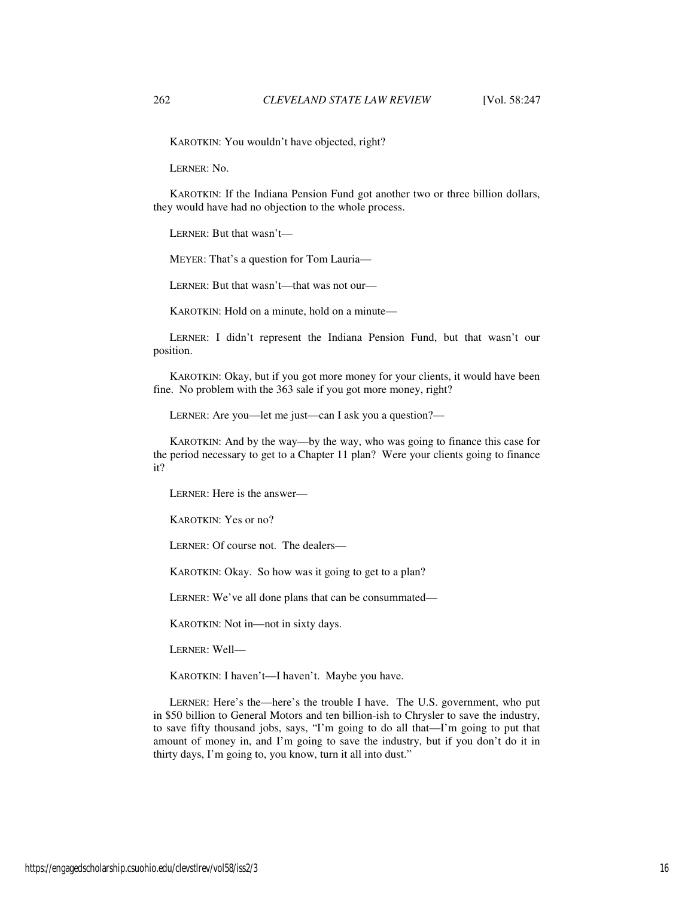KAROTKIN: You wouldn't have objected, right?

LERNER: No.

KAROTKIN: If the Indiana Pension Fund got another two or three billion dollars, they would have had no objection to the whole process.

LERNER: But that wasn't—

MEYER: That's a question for Tom Lauria—

LERNER: But that wasn't—that was not our—

KAROTKIN: Hold on a minute, hold on a minute—

LERNER: I didn't represent the Indiana Pension Fund, but that wasn't our position.

KAROTKIN: Okay, but if you got more money for your clients, it would have been fine. No problem with the 363 sale if you got more money, right?

LERNER: Are you—let me just—can I ask you a question?—

KAROTKIN: And by the way—by the way, who was going to finance this case for the period necessary to get to a Chapter 11 plan? Were your clients going to finance it?

LERNER: Here is the answer—

KAROTKIN: Yes or no?

LERNER: Of course not. The dealers—

KAROTKIN: Okay. So how was it going to get to a plan?

LERNER: We've all done plans that can be consummated—

KAROTKIN: Not in—not in sixty days.

LERNER: Well—

KAROTKIN: I haven't—I haven't. Maybe you have.

LERNER: Here's the—here's the trouble I have. The U.S. government, who put in $50 billion to General Motors and ten billion-ish to Chrysler to save the industry, to save fifty thousand jobs, says, "I'm going to do all that—I'm going to put that amount of money in, and I'm going to save the industry, but if you don't do it in thirty days, I'm going to, you know, turn it all into dust."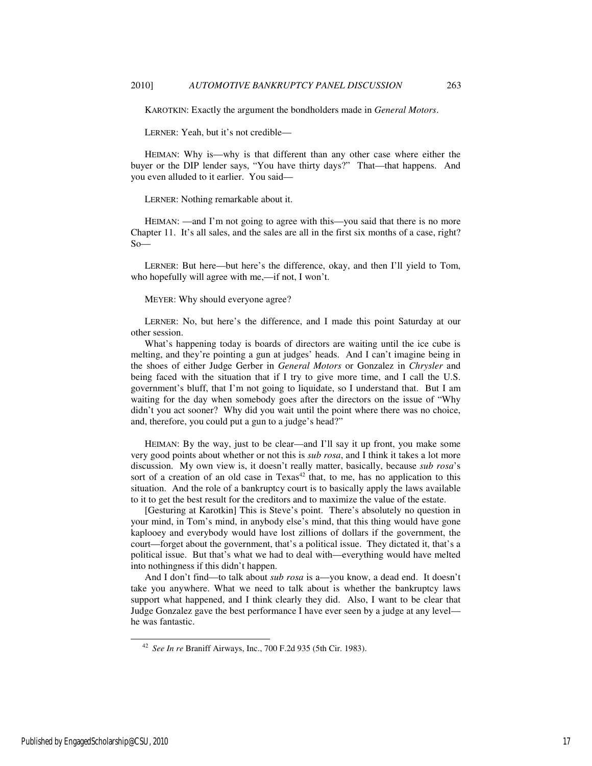KAROTKIN: Exactly the argument the bondholders made in *General Motors*.

LERNER: Yeah, but it's not credible—

HEIMAN: Why is—why is that different than any other case where either the buyer or the DIP lender says, "You have thirty days?" That—that happens. And you even alluded to it earlier. You said—

LERNER: Nothing remarkable about it.

HEIMAN: —and I'm not going to agree with this—you said that there is no more Chapter 11. It's all sales, and the sales are all in the first six months of a case, right? So—

LERNER: But here—but here's the difference, okay, and then I'll yield to Tom, who hopefully will agree with me,—if not, I won't.

MEYER: Why should everyone agree?

LERNER: No, but here's the difference, and I made this point Saturday at our other session.

What's happening today is boards of directors are waiting until the ice cube is melting, and they're pointing a gun at judges' heads. And I can't imagine being in the shoes of either Judge Gerber in *General Motors* or Gonzalez in *Chrysler* and being faced with the situation that if I try to give more time, and I call the U.S. government's bluff, that I'm not going to liquidate, so I understand that. But I am waiting for the day when somebody goes after the directors on the issue of "Why didn't you act sooner? Why did you wait until the point where there was no choice, and, therefore, you could put a gun to a judge's head?"

HEIMAN: By the way, just to be clear—and I'll say it up front, you make some very good points about whether or not this is *sub rosa*, and I think it takes a lot more discussion. My own view is, it doesn't really matter, basically, because *sub rosa*'s sort of a creation of an old case in Texas[42] that, to me, has no application to this situation. And the role of a bankruptcy court is to basically apply the laws available to it to get the best result for the creditors and to maximize the value of the estate.

[Gesturing at Karotkin] This is Steve's point. There's absolutely no question in your mind, in Tom's mind, in anybody else's mind, that this thing would have gone kaplooey and everybody would have lost zillions of dollars if the government, the court—forget about the government, that's a political issue. They dictated it, that's a political issue. But that's what we had to deal with—everything would have melted into nothingness if this didn't happen.

And I don't find—to talk about *sub rosa* is a—you know, a dead end. It doesn't take you anywhere. What we need to talk about is whether the bankruptcy laws support what happened, and I think clearly they did. Also, I want to be clear that Judge Gonzalez gave the best performance I have ever seen by a judge at any level—he was fantastic.

---

[42] *See In re* Braniff Airways, Inc., 700 F.2d 935 (5th Cir. 1983).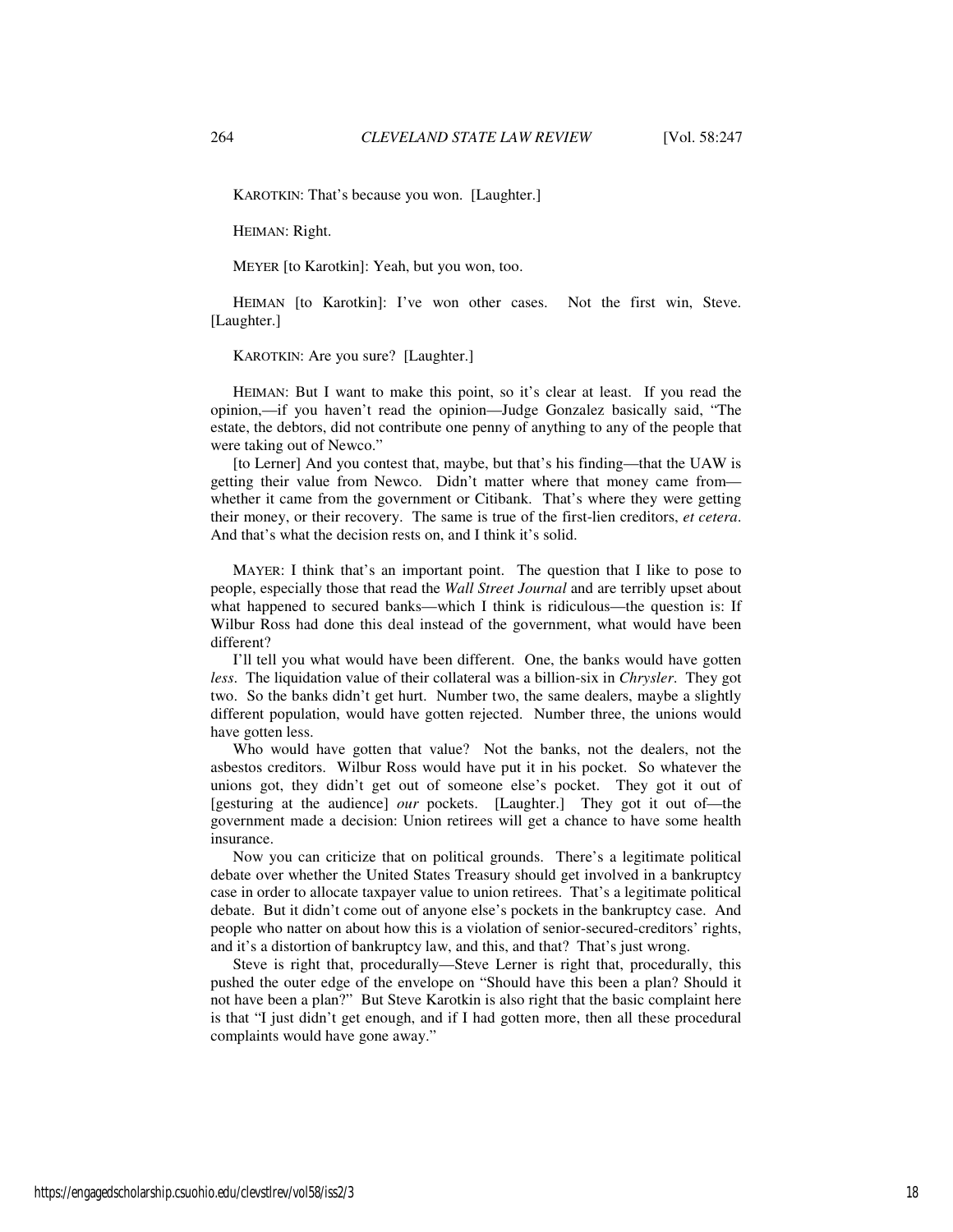KAROTKIN: That's because you won. [Laughter.]

HEIMAN: Right.

MEYER [to Karotkin]: Yeah, but you won, too.

HEIMAN [to Karotkin]: I've won other cases. Not the first win, Steve. [Laughter.]

KAROTKIN: Are you sure? [Laughter.]

HEIMAN: But I want to make this point, so it's clear at least. If you read the opinion,—if you haven't read the opinion—Judge Gonzalez basically said, "The estate, the debtors, did not contribute one penny of anything to any of the people that were taking out of Newco."

[to Lerner] And you contest that, maybe, but that's his finding—that the UAW is getting their value from Newco. Didn't matter where that money came from—whether it came from the government or Citibank. That's where they were getting their money, or their recovery. The same is true of the first-lien creditors, *et cetera*. And that's what the decision rests on, and I think it's solid.

MAYER: I think that's an important point. The question that I like to pose to people, especially those that read the *Wall Street Journal* and are terribly upset about what happened to secured banks—which I think is ridiculous—the question is: If Wilbur Ross had done this deal instead of the government, what would have been different?

I'll tell you what would have been different. One, the banks would have gotten *less*. The liquidation value of their collateral was a billion-six in *Chrysler*. They got two. So the banks didn't get hurt. Number two, the same dealers, maybe a slightly different population, would have gotten rejected. Number three, the unions would have gotten less.

Who would have gotten that value? Not the banks, not the dealers, not the asbestos creditors. Wilbur Ross would have put it in his pocket. So whatever the unions got, they didn't get out of someone else's pocket. They got it out of [gesturing at the audience] *our* pockets. [Laughter.] They got it out of—the government made a decision: Union retirees will get a chance to have some health insurance.

Now you can criticize that on political grounds. There's a legitimate political debate over whether the United States Treasury should get involved in a bankruptcy case in order to allocate taxpayer value to union retirees. That's a legitimate political debate. But it didn't come out of anyone else's pockets in the bankruptcy case. And people who natter on about how this is a violation of senior-secured-creditors' rights, and it's a distortion of bankruptcy law, and this, and that? That's just wrong.

Steve is right that, procedurally—Steve Lerner is right that, procedurally, this pushed the outer edge of the envelope on "Should have this been a plan? Should it not have been a plan?" But Steve Karotkin is also right that the basic complaint here is that "I just didn't get enough, and if I had gotten more, then all these procedural complaints would have gone away."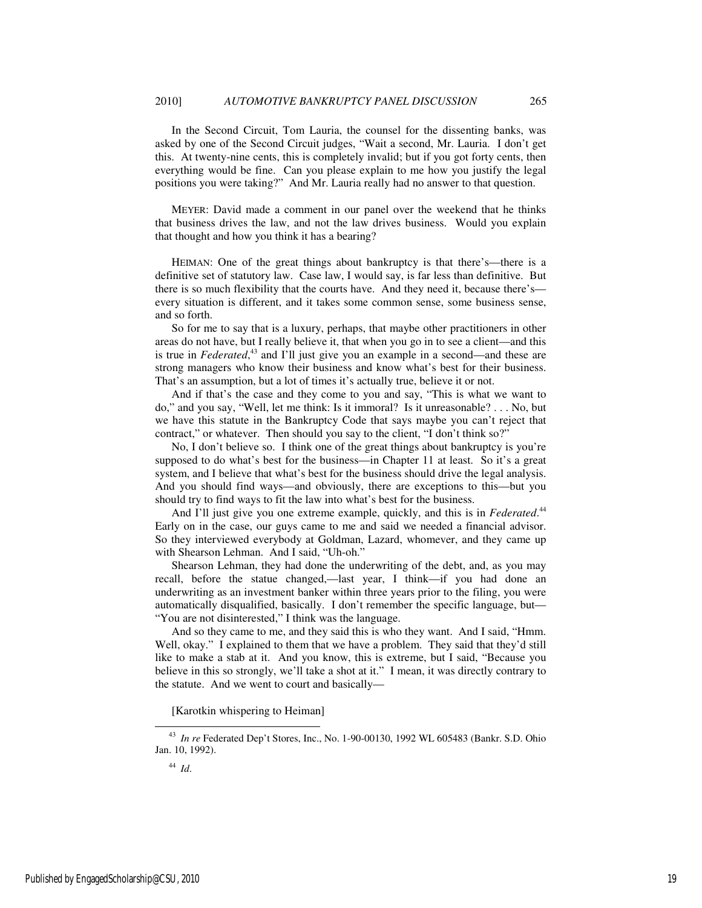In the Second Circuit, Tom Lauria, the counsel for the dissenting banks, was asked by one of the Second Circuit judges, "Wait a second, Mr. Lauria. I don't get this. At twenty-nine cents, this is completely invalid; but if you got forty cents, then everything would be fine. Can you please explain to me how you justify the legal positions you were taking?" And Mr. Lauria really had no answer to that question.

MEYER: David made a comment in our panel over the weekend that he thinks that business drives the law, and not the law drives business. Would you explain that thought and how you think it has a bearing?

HEIMAN: One of the great things about bankruptcy is that there's—there is a definitive set of statutory law. Case law, I would say, is far less than definitive. But there is so much flexibility that the courts have. And they need it, because there's—every situation is different, and it takes some common sense, some business sense, and so forth.

So for me to say that is a luxury, perhaps, that maybe other practitioners in other areas do not have, but I really believe it, that when you go in to see a client—and this is true in *Federated*,[43] and I'll just give you an example in a second—and these are strong managers who know their business and know what's best for their business. That's an assumption, but a lot of times it's actually true, believe it or not.

And if that's the case and they come to you and say, "This is what we want to do," and you say, "Well, let me think: Is it immoral? Is it unreasonable? . . . No, but we have this statute in the Bankruptcy Code that says maybe you can't reject that contract," or whatever. Then should you say to the client, "I don't think so?"

No, I don't believe so. I think one of the great things about bankruptcy is you're supposed to do what's best for the business—in Chapter 11 at least. So it's a great system, and I believe that what's best for the business should drive the legal analysis. And you should find ways—and obviously, there are exceptions to this—but you should try to find ways to fit the law into what's best for the business.

And I'll just give you one extreme example, quickly, and this is in *Federated*.[44] Early on in the case, our guys came to me and said we needed a financial advisor. So they interviewed everybody at Goldman, Lazard, whomever, and they came up with Shearson Lehman. And I said, "Uh-oh."

Shearson Lehman, they had done the underwriting of the debt, and, as you may recall, before the statue changed,—last year, I think—if you had done an underwriting as an investment banker within three years prior to the filing, you were automatically disqualified, basically. I don't remember the specific language, but—"You are not disinterested," I think was the language.

And so they came to me, and they said this is who they want. And I said, "Hmm. Well, okay." I explained to them that we have a problem. They said that they'd still like to make a stab at it. And you know, this is extreme, but I said, "Because you believe in this so strongly, we'll take a shot at it." I mean, it was directly contrary to the statute. And we went to court and basically—

[Karotkin whispering to Heiman]

---

[43] *In re* Federated Dep't Stores, Inc., No. 1-90-00130, 1992 WL 605483 (Bankr. S.D. Ohio Jan. 10, 1992).

[44] *Id*.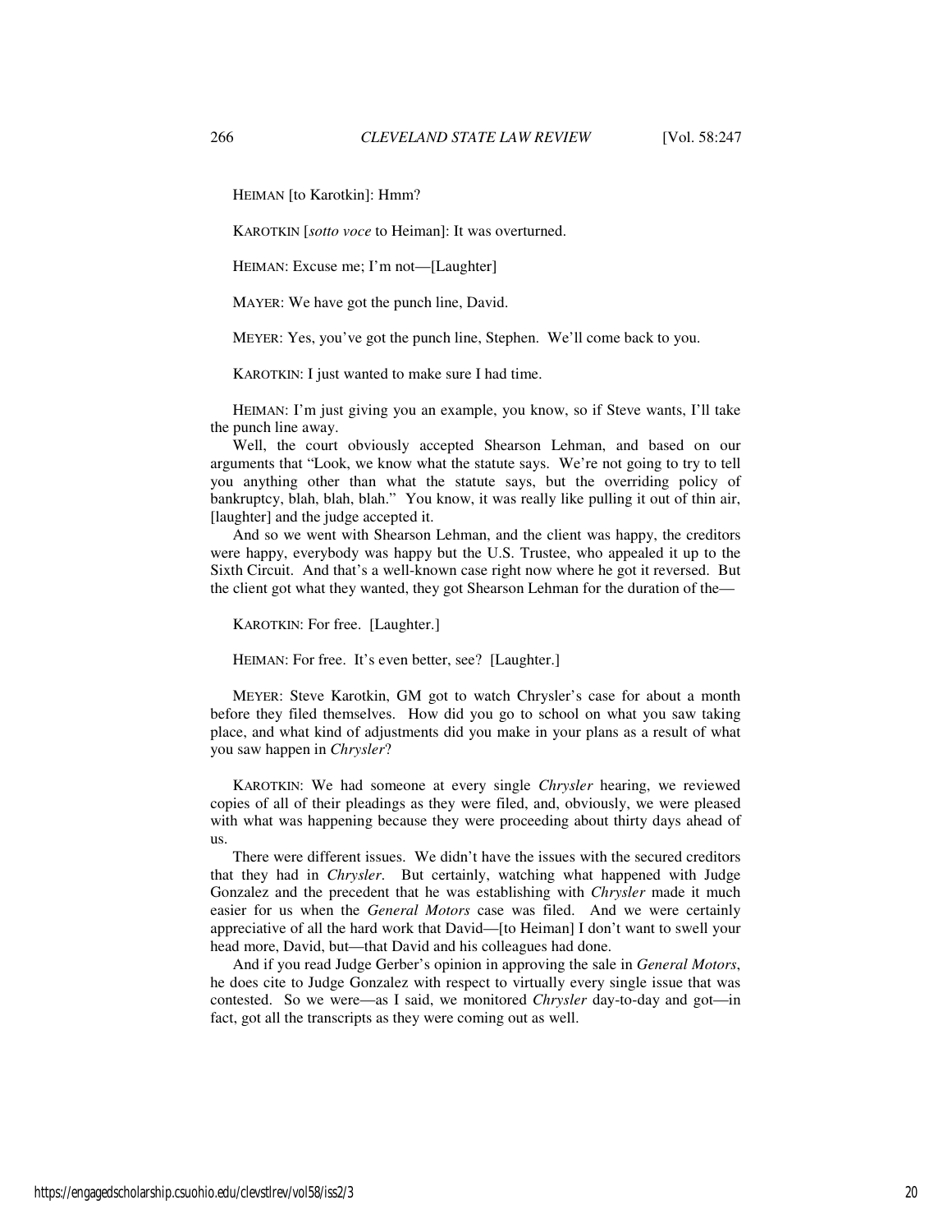HEIMAN [to Karotkin]: Hmm?

KAROTKIN [*sotto voce* to Heiman]: It was overturned.

HEIMAN: Excuse me; I'm not—[Laughter]

MAYER: We have got the punch line, David.

MEYER: Yes, you've got the punch line, Stephen. We'll come back to you.

KAROTKIN: I just wanted to make sure I had time.

HEIMAN: I'm just giving you an example, you know, so if Steve wants, I'll take the punch line away.

Well, the court obviously accepted Shearson Lehman, and based on our arguments that "Look, we know what the statute says. We're not going to try to tell you anything other than what the statute says, but the overriding policy of bankruptcy, blah, blah, blah." You know, it was really like pulling it out of thin air, [laughter] and the judge accepted it.

And so we went with Shearson Lehman, and the client was happy, the creditors were happy, everybody was happy but the U.S. Trustee, who appealed it up to the Sixth Circuit. And that's a well-known case right now where he got it reversed. But the client got what they wanted, they got Shearson Lehman for the duration of the—

KAROTKIN: For free. [Laughter.]

HEIMAN: For free. It's even better, see? [Laughter.]

MEYER: Steve Karotkin, GM got to watch Chrysler's case for about a month before they filed themselves. How did you go to school on what you saw taking place, and what kind of adjustments did you make in your plans as a result of what you saw happen in *Chrysler*?

KAROTKIN: We had someone at every single *Chrysler* hearing, we reviewed copies of all of their pleadings as they were filed, and, obviously, we were pleased with what was happening because they were proceeding about thirty days ahead of us.

There were different issues. We didn't have the issues with the secured creditors that they had in *Chrysler*. But certainly, watching what happened with Judge Gonzalez and the precedent that he was establishing with *Chrysler* made it much easier for us when the *General Motors* case was filed. And we were certainly appreciative of all the hard work that David—[to Heiman] I don't want to swell your head more, David, but—that David and his colleagues had done.

And if you read Judge Gerber's opinion in approving the sale in *General Motors*, he does cite to Judge Gonzalez with respect to virtually every single issue that was contested. So we were—as I said, we monitored *Chrysler* day-to-day and got—in fact, got all the transcripts as they were coming out as well.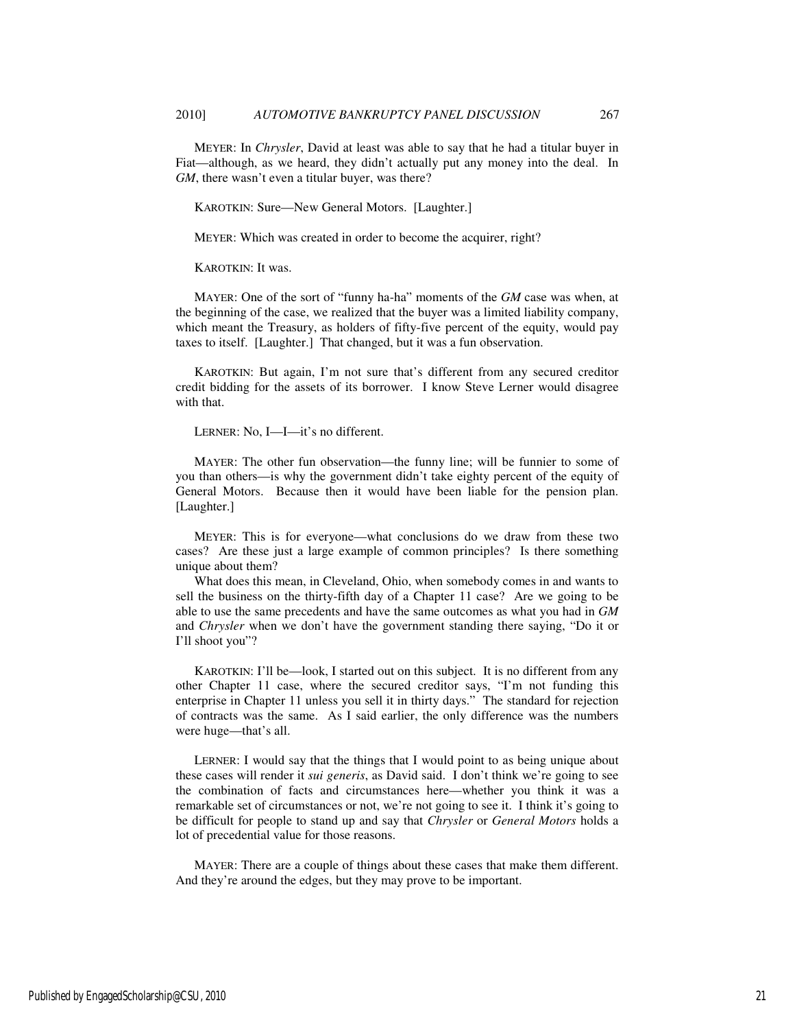MEYER: In *Chrysler*, David at least was able to say that he had a titular buyer in Fiat—although, as we heard, they didn't actually put any money into the deal. In *GM*, there wasn't even a titular buyer, was there?

KAROTKIN: Sure—New General Motors. [Laughter.]

MEYER: Which was created in order to become the acquirer, right?

KAROTKIN: It was.

MAYER: One of the sort of "funny ha-ha" moments of the *GM* case was when, at the beginning of the case, we realized that the buyer was a limited liability company, which meant the Treasury, as holders of fifty-five percent of the equity, would pay taxes to itself. [Laughter.] That changed, but it was a fun observation.

KAROTKIN: But again, I'm not sure that's different from any secured creditor credit bidding for the assets of its borrower. I know Steve Lerner would disagree with that.

LERNER: No, I—I—it's no different.

MAYER: The other fun observation—the funny line; will be funnier to some of you than others—is why the government didn't take eighty percent of the equity of General Motors. Because then it would have been liable for the pension plan. [Laughter.]

MEYER: This is for everyone—what conclusions do we draw from these two cases? Are these just a large example of common principles? Is there something unique about them?

What does this mean, in Cleveland, Ohio, when somebody comes in and wants to sell the business on the thirty-fifth day of a Chapter 11 case? Are we going to be able to use the same precedents and have the same outcomes as what you had in *GM* and *Chrysler* when we don't have the government standing there saying, "Do it or I'll shoot you"?

KAROTKIN: I'll be—look, I started out on this subject. It is no different from any other Chapter 11 case, where the secured creditor says, "I'm not funding this enterprise in Chapter 11 unless you sell it in thirty days." The standard for rejection of contracts was the same. As I said earlier, the only difference was the numbers were huge—that's all.

LERNER: I would say that the things that I would point to as being unique about these cases will render it *sui generis*, as David said. I don't think we're going to see the combination of facts and circumstances here—whether you think it was a remarkable set of circumstances or not, we're not going to see it. I think it's going to be difficult for people to stand up and say that *Chrysler* or *General Motors* holds a lot of precedential value for those reasons.

MAYER: There are a couple of things about these cases that make them different. And they're around the edges, but they may prove to be important.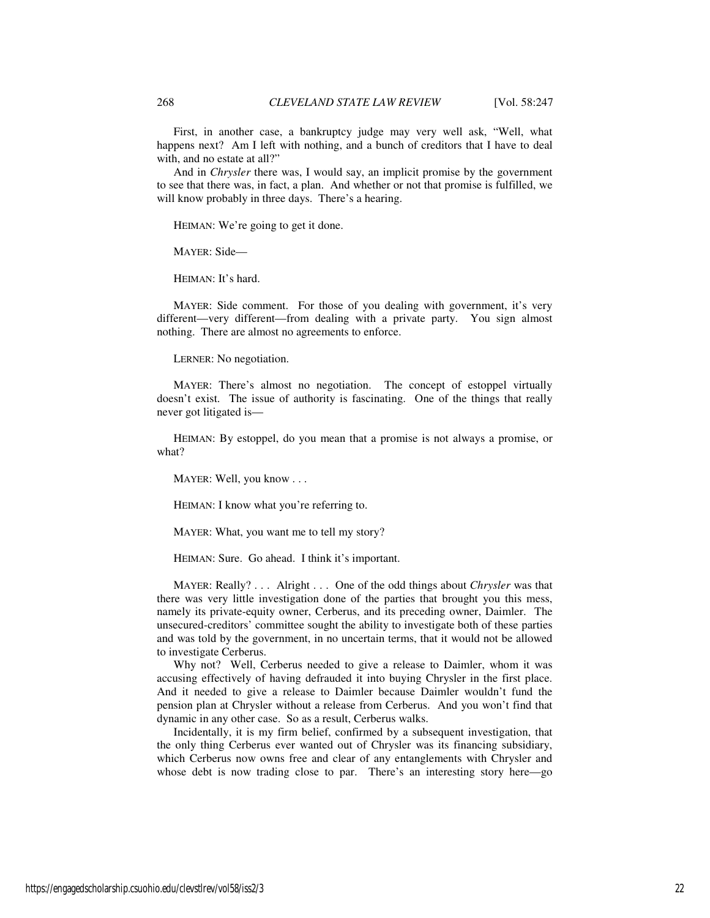First, in another case, a bankruptcy judge may very well ask, "Well, what happens next? Am I left with nothing, and a bunch of creditors that I have to deal with, and no estate at all?"

And in *Chrysler* there was, I would say, an implicit promise by the government to see that there was, in fact, a plan. And whether or not that promise is fulfilled, we will know probably in three days. There's a hearing.

HEIMAN: We're going to get it done.

MAYER: Side—

HEIMAN: It's hard.

MAYER: Side comment. For those of you dealing with government, it's very different—very different—from dealing with a private party. You sign almost nothing. There are almost no agreements to enforce.

LERNER: No negotiation.

MAYER: There's almost no negotiation. The concept of estoppel virtually doesn't exist. The issue of authority is fascinating. One of the things that really never got litigated is—

HEIMAN: By estoppel, do you mean that a promise is not always a promise, or what?

MAYER: Well, you know . . .

HEIMAN: I know what you're referring to.

MAYER: What, you want me to tell my story?

HEIMAN: Sure. Go ahead. I think it's important.

MAYER: Really? . . . Alright . . . One of the odd things about *Chrysler* was that there was very little investigation done of the parties that brought you this mess, namely its private-equity owner, Cerberus, and its preceding owner, Daimler. The unsecured-creditors' committee sought the ability to investigate both of these parties and was told by the government, in no uncertain terms, that it would not be allowed to investigate Cerberus.

Why not? Well, Cerberus needed to give a release to Daimler, whom it was accusing effectively of having defrauded it into buying Chrysler in the first place. And it needed to give a release to Daimler because Daimler wouldn't fund the pension plan at Chrysler without a release from Cerberus. And you won't find that dynamic in any other case. So as a result, Cerberus walks.

Incidentally, it is my firm belief, confirmed by a subsequent investigation, that the only thing Cerberus ever wanted out of Chrysler was its financing subsidiary, which Cerberus now owns free and clear of any entanglements with Chrysler and whose debt is now trading close to par. There's an interesting story here—go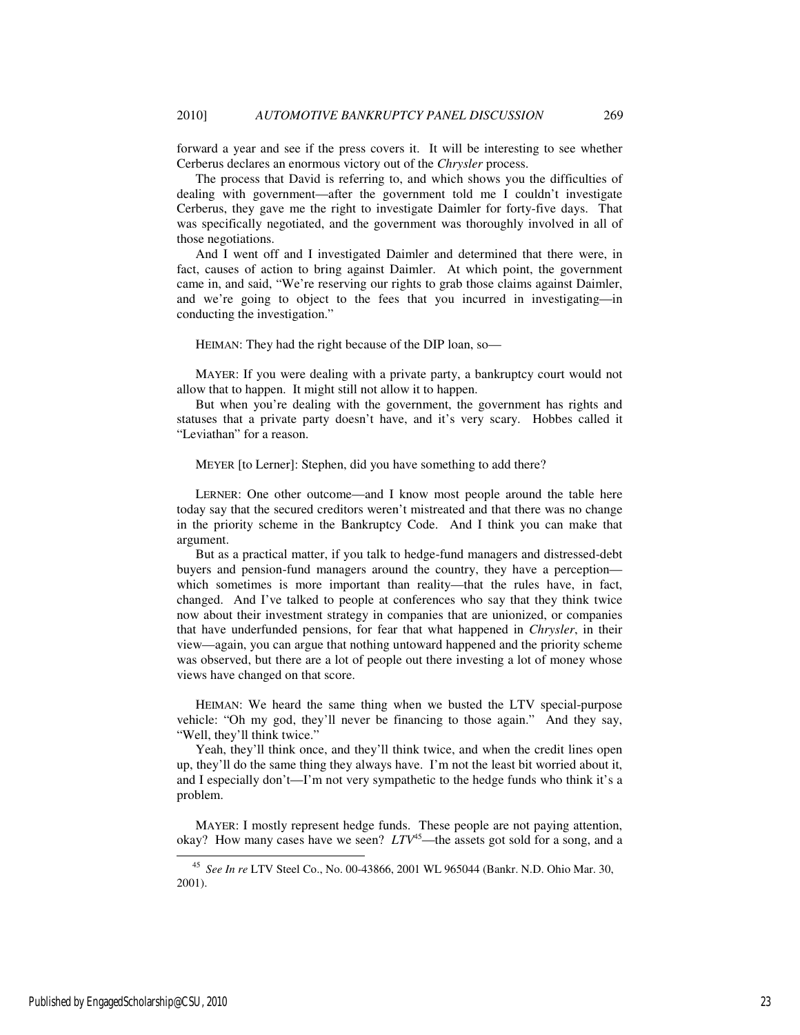forward a year and see if the press covers it. It will be interesting to see whether Cerberus declares an enormous victory out of the *Chrysler* process.

The process that David is referring to, and which shows you the difficulties of dealing with government—after the government told me I couldn't investigate Cerberus, they gave me the right to investigate Daimler for forty-five days. That was specifically negotiated, and the government was thoroughly involved in all of those negotiations.

And I went off and I investigated Daimler and determined that there were, in fact, causes of action to bring against Daimler. At which point, the government came in, and said, "We're reserving our rights to grab those claims against Daimler, and we're going to object to the fees that you incurred in investigating—in conducting the investigation."

HEIMAN: They had the right because of the DIP loan, so—

MAYER: If you were dealing with a private party, a bankruptcy court would not allow that to happen. It might still not allow it to happen.

But when you're dealing with the government, the government has rights and statuses that a private party doesn't have, and it's very scary. Hobbes called it "Leviathan" for a reason.

MEYER [to Lerner]: Stephen, did you have something to add there?

LERNER: One other outcome—and I know most people around the table here today say that the secured creditors weren't mistreated and that there was no change in the priority scheme in the Bankruptcy Code. And I think you can make that argument.

But as a practical matter, if you talk to hedge-fund managers and distressed-debt buyers and pension-fund managers around the country, they have a perception—which sometimes is more important than reality—that the rules have, in fact, changed. And I've talked to people at conferences who say that they think twice now about their investment strategy in companies that are unionized, or companies that have underfunded pensions, for fear that what happened in *Chrysler*, in their view—again, you can argue that nothing untoward happened and the priority scheme was observed, but there are a lot of people out there investing a lot of money whose views have changed on that score.

HEIMAN: We heard the same thing when we busted the LTV special-purpose vehicle: "Oh my god, they'll never be financing to those again." And they say, "Well, they'll think twice."

Yeah, they'll think once, and they'll think twice, and when the credit lines open up, they'll do the same thing they always have. I'm not the least bit worried about it, and I especially don't—I'm not very sympathetic to the hedge funds who think it's a problem.

MAYER: I mostly represent hedge funds. These people are not paying attention, okay? How many cases have we seen? *LTV*[45]—the assets got sold for a song, and a

---

[45] *See In re* LTV Steel Co., No. 00-43866, 2001 WL 965044 (Bankr. N.D. Ohio Mar. 30, 2001).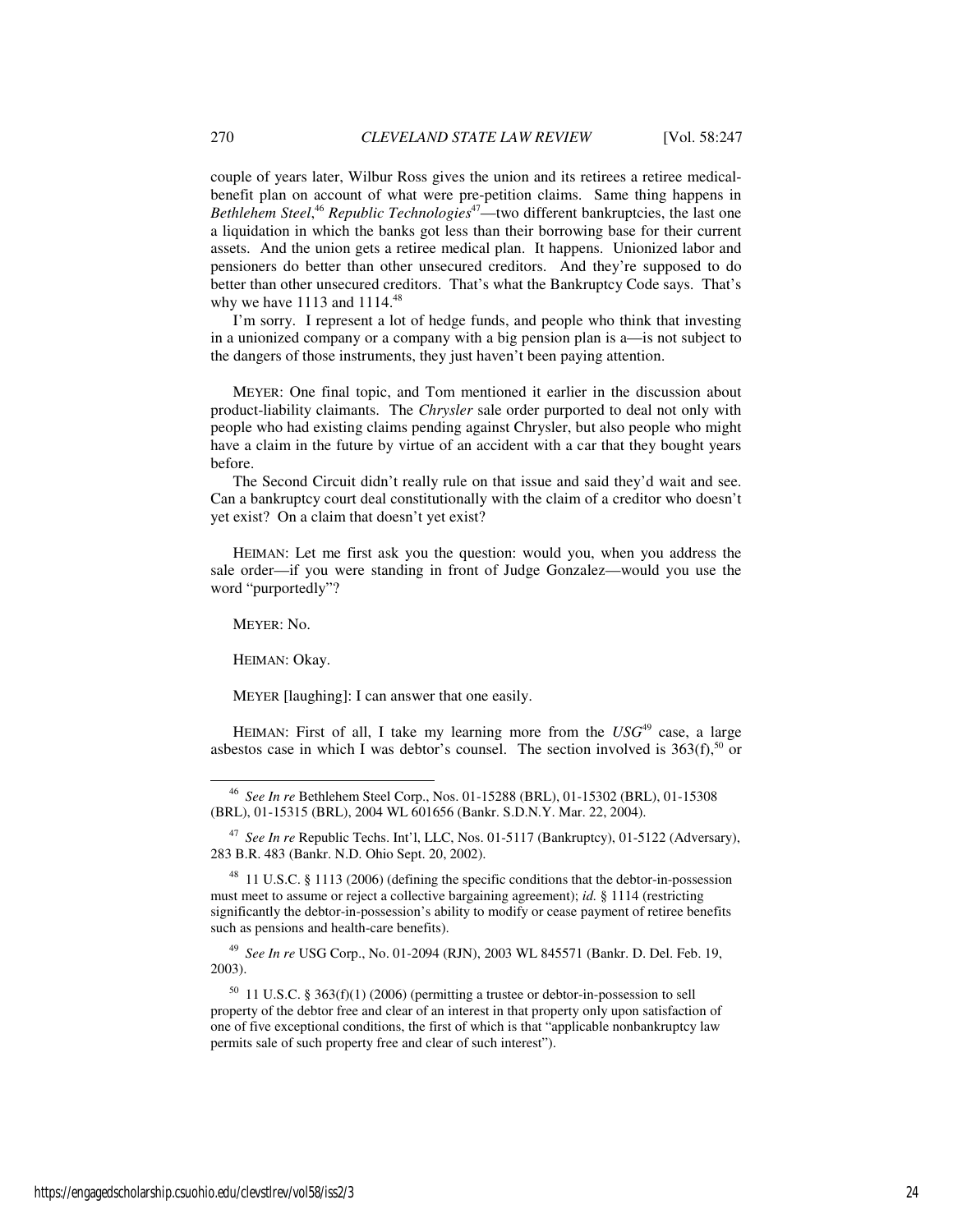couple of years later, Wilbur Ross gives the union and its retirees a retiree medical-benefit plan on account of what were pre-petition claims. Same thing happens in *Bethlehem Steel*,[46] *Republic Technologies*[47]—two different bankruptcies, the last one a liquidation in which the banks got less than their borrowing base for their current assets. And the union gets a retiree medical plan. It happens. Unionized labor and pensioners do better than other unsecured creditors. And they're supposed to do better than other unsecured creditors. That's what the Bankruptcy Code says. That's why we have 1113 and 1114.[48]

I'm sorry. I represent a lot of hedge funds, and people who think that investing in a unionized company or a company with a big pension plan is a—is not subject to the dangers of those instruments, they just haven't been paying attention.

MEYER: One final topic, and Tom mentioned it earlier in the discussion about product-liability claimants. The *Chrysler* sale order purported to deal not only with people who had existing claims pending against Chrysler, but also people who might have a claim in the future by virtue of an accident with a car that they bought years before.

The Second Circuit didn't really rule on that issue and said they'd wait and see. Can a bankruptcy court deal constitutionally with the claim of a creditor who doesn't yet exist? On a claim that doesn't yet exist?

HEIMAN: Let me first ask you the question: would you, when you address the sale order—if you were standing in front of Judge Gonzalez—would you use the word "purportedly"?

MEYER: No.

HEIMAN: Okay.

MEYER [laughing]: I can answer that one easily.

HEIMAN: First of all, I take my learning more from the *USG*[49] case, a large asbestos case in which I was debtor's counsel. The section involved is 363(f),[50] or

---

[46] *See In re* Bethlehem Steel Corp., Nos. 01-15288 (BRL), 01-15302 (BRL), 01-15308 (BRL), 01-15315 (BRL), 2004 WL 601656 (Bankr. S.D.N.Y. Mar. 22, 2004).

[47] *See In re* Republic Techs. Int'l, LLC, Nos. 01-5117 (Bankruptcy), 01-5122 (Adversary), 283 B.R. 483 (Bankr. N.D. Ohio Sept. 20, 2002).

[48] 11 U.S.C. § 1113 (2006) (defining the specific conditions that the debtor-in-possession must meet to assume or reject a collective bargaining agreement); *id.* § 1114 (restricting significantly the debtor-in-possession's ability to modify or cease payment of retiree benefits such as pensions and health-care benefits).

[49] *See In re* USG Corp., No. 01-2094 (RJN), 2003 WL 845571 (Bankr. D. Del. Feb. 19, 2003).

[50] 11 U.S.C. § 363(f)(1) (2006) (permitting a trustee or debtor-in-possession to sell property of the debtor free and clear of an interest in that property only upon satisfaction of one of five exceptional conditions, the first of which is that "applicable nonbankruptcy law permits sale of such property free and clear of such interest").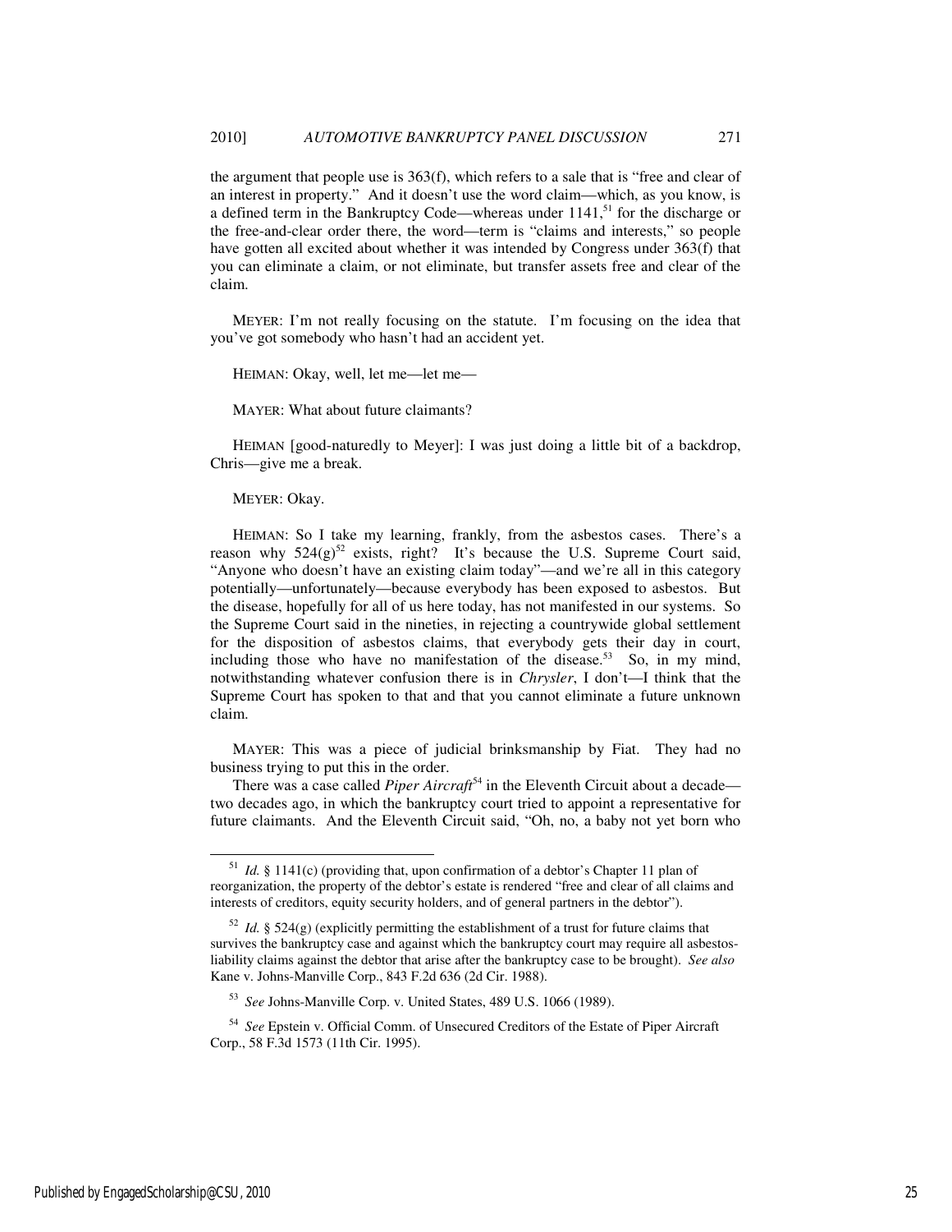the argument that people use is 363(f), which refers to a sale that is "free and clear of an interest in property." And it doesn't use the word claim—which, as you know, is a defined term in the Bankruptcy Code—whereas under 1141,[51] for the discharge or the free-and-clear order there, the word—term is "claims and interests," so people have gotten all excited about whether it was intended by Congress under 363(f) that you can eliminate a claim, or not eliminate, but transfer assets free and clear of the claim.

MEYER: I'm not really focusing on the statute. I'm focusing on the idea that you've got somebody who hasn't had an accident yet.

HEIMAN: Okay, well, let me—let me—

MAYER: What about future claimants?

HEIMAN [good-naturedly to Meyer]: I was just doing a little bit of a backdrop, Chris—give me a break.

MEYER: Okay.

HEIMAN: So I take my learning, frankly, from the asbestos cases. There's a reason why 524(g)[52] exists, right? It's because the U.S. Supreme Court said, "Anyone who doesn't have an existing claim today"—and we're all in this category potentially—unfortunately—because everybody has been exposed to asbestos. But the disease, hopefully for all of us here today, has not manifested in our systems. So the Supreme Court said in the nineties, in rejecting a countrywide global settlement for the disposition of asbestos claims, that everybody gets their day in court, including those who have no manifestation of the disease.[53] So, in my mind, notwithstanding whatever confusion there is in *Chrysler*, I don't—I think that the Supreme Court has spoken to that and that you cannot eliminate a future unknown claim.

MAYER: This was a piece of judicial brinksmanship by Fiat. They had no business trying to put this in the order.

There was a case called *Piper Aircraft*[54] in the Eleventh Circuit about a decade—two decades ago, in which the bankruptcy court tried to appoint a representative for future claimants. And the Eleventh Circuit said, "Oh, no, a baby not yet born who

---

[51] *Id.* § 1141(c) (providing that, upon confirmation of a debtor's Chapter 11 plan of reorganization, the property of the debtor's estate is rendered "free and clear of all claims and interests of creditors, equity security holders, and of general partners in the debtor").

[52] *Id.* § 524(g) (explicitly permitting the establishment of a trust for future claims that survives the bankruptcy case and against which the bankruptcy court may require all asbestos-liability claims against the debtor that arise after the bankruptcy case to be brought). *See also* Kane v. Johns-Manville Corp., 843 F.2d 636 (2d Cir. 1988).

[53] *See* Johns-Manville Corp. v. United States, 489 U.S. 1066 (1989).

[54] *See* Epstein v. Official Comm. of Unsecured Creditors of the Estate of Piper Aircraft Corp., 58 F.3d 1573 (11th Cir. 1995).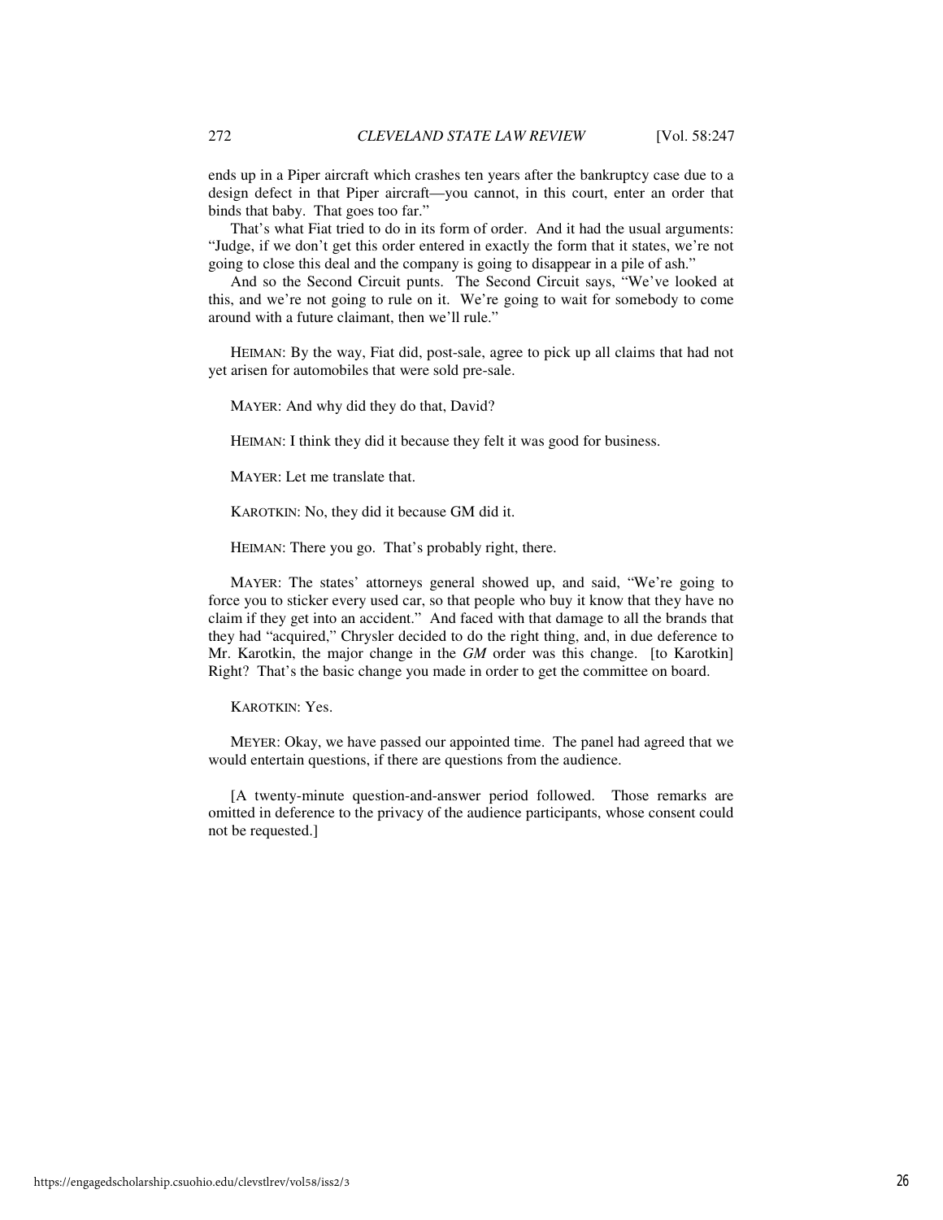ends up in a Piper aircraft which crashes ten years after the bankruptcy case due to a design defect in that Piper aircraft—you cannot, in this court, enter an order that binds that baby. That goes too far."

That's what Fiat tried to do in its form of order. And it had the usual arguments: "Judge, if we don't get this order entered in exactly the form that it states, we're not going to close this deal and the company is going to disappear in a pile of ash."

And so the Second Circuit punts. The Second Circuit says, "We've looked at this, and we're not going to rule on it. We're going to wait for somebody to come around with a future claimant, then we'll rule."

HEIMAN: By the way, Fiat did, post-sale, agree to pick up all claims that had not yet arisen for automobiles that were sold pre-sale.

MAYER: And why did they do that, David?

HEIMAN: I think they did it because they felt it was good for business.

MAYER: Let me translate that.

KAROTKIN: No, they did it because GM did it.

HEIMAN: There you go. That's probably right, there.

MAYER: The states' attorneys general showed up, and said, "We're going to force you to sticker every used car, so that people who buy it know that they have no claim if they get into an accident." And faced with that damage to all the brands that they had "acquired," Chrysler decided to do the right thing, and, in due deference to Mr. Karotkin, the major change in the *GM* order was this change. [to Karotkin] Right? That's the basic change you made in order to get the committee on board.

KAROTKIN: Yes.

MEYER: Okay, we have passed our appointed time. The panel had agreed that we would entertain questions, if there are questions from the audience.

[A twenty-minute question-and-answer period followed. Those remarks are omitted in deference to the privacy of the audience participants, whose consent could not be requested.]